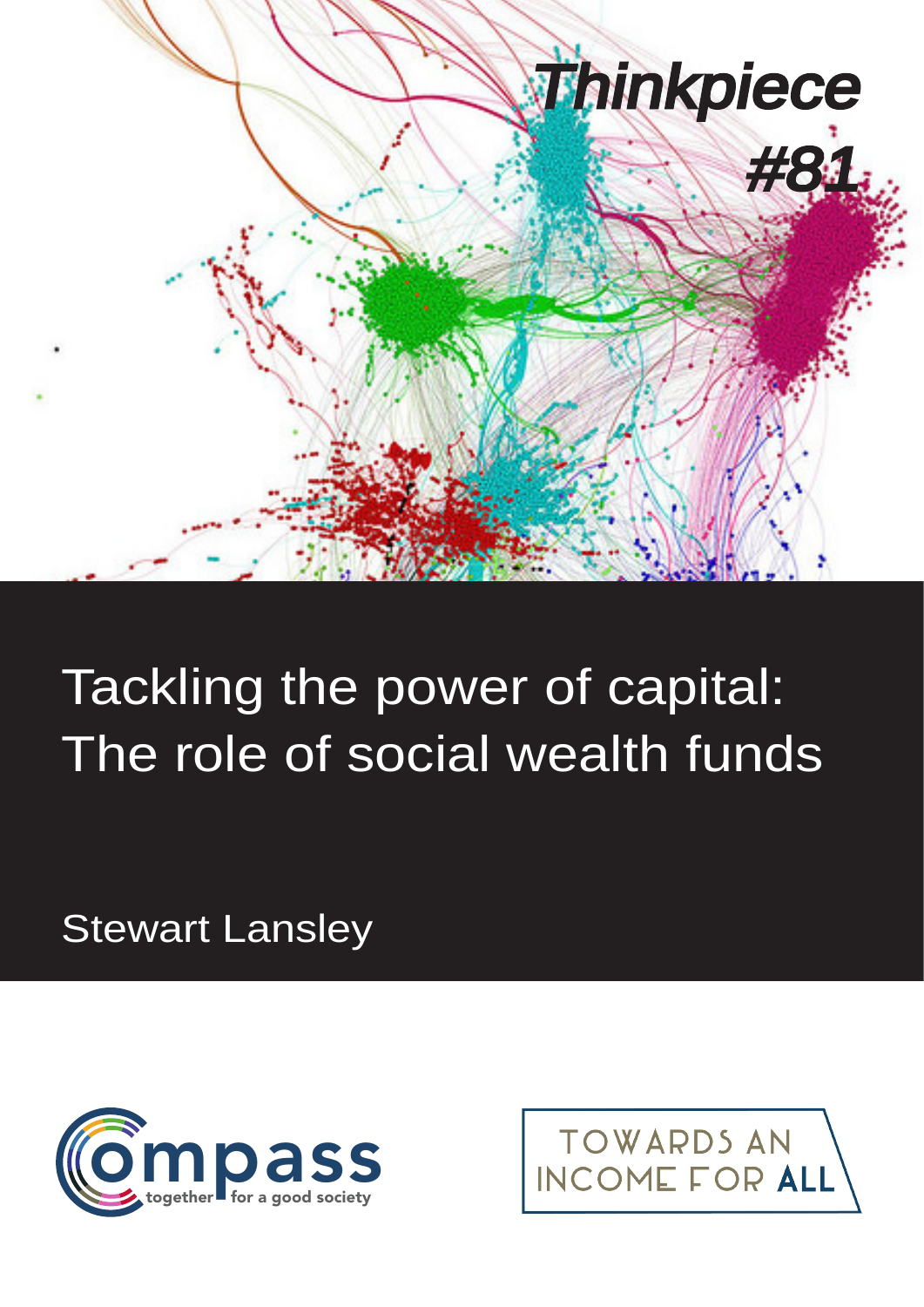*Thinkpiece*

*#81*

# Tackling the power of capital: The role of social wealth funds

Stewart Lansley

Compass together for a good society

TOWARDS AN INCOME FOR **ALL**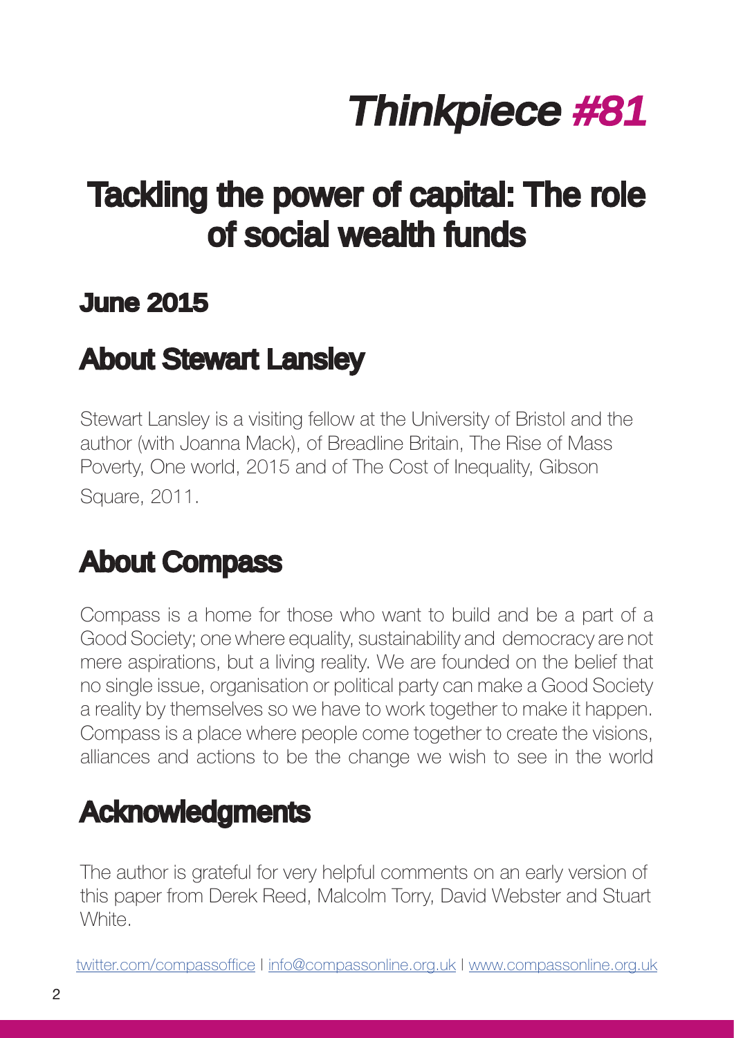# *Thinkpiece #81*

# Tackling the power of capital: The role of social wealth funds

## June 2015

## About Stewart Lansley

Stewart Lansley is a visiting fellow at the University of Bristol and the author (with Joanna Mack), of Breadline Britain, The Rise of Mass Poverty, One world, 2015 and of The Cost of Inequality, Gibson Square, 2011.

## About Compass

Compass is a home for those who want to build and be a part of a Good Society; one where equality, sustainability and democracy are not mere aspirations, but a living reality. We are founded on the belief that no single issue, organisation or political party can make a Good Society a reality by themselves so we have to work together to make it happen. Compass is a place where people come together to create the visions, alliances and actions to be the change we wish to see in the world

## Acknowledgments

The author is grateful for very helpful comments on an early version of this paper from Derek Reed, Malcolm Torry, David Webster and Stuart White.

twitter.com/compassoffice | info@compassonline.org.uk | www.compassonline.org.uk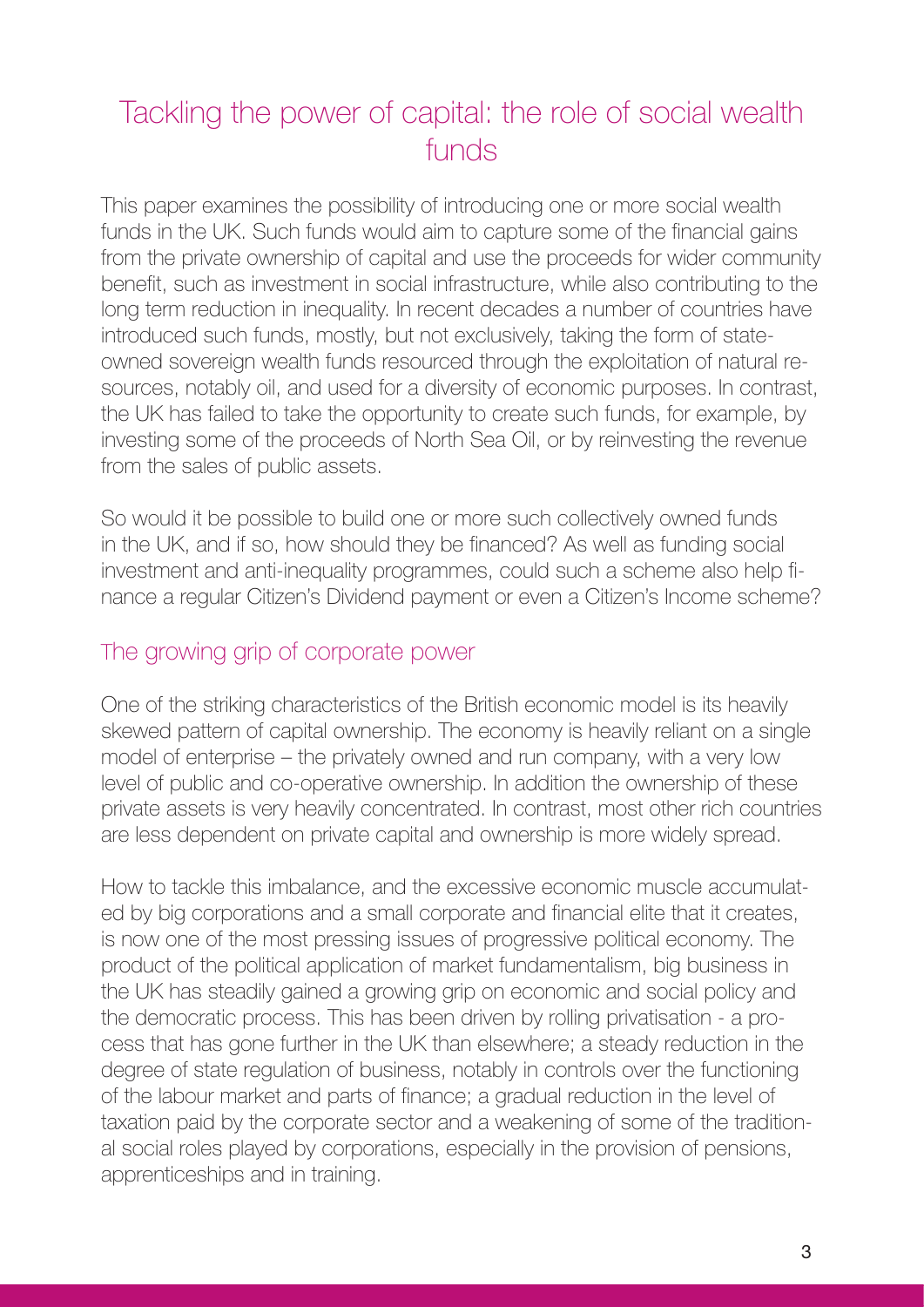# Tackling the power of capital: the role of social wealth funds

This paper examines the possibility of introducing one or more social wealth funds in the UK. Such funds would aim to capture some of the financial gains from the private ownership of capital and use the proceeds for wider community benefit, such as investment in social infrastructure, while also contributing to the long term reduction in inequality. In recent decades a number of countries have introduced such funds, mostly, but not exclusively, taking the form of state-owned sovereign wealth funds resourced through the exploitation of natural resources, notably oil, and used for a diversity of economic purposes. In contrast, the UK has failed to take the opportunity to create such funds, for example, by investing some of the proceeds of North Sea Oil, or by reinvesting the revenue from the sales of public assets.

So would it be possible to build one or more such collectively owned funds in the UK, and if so, how should they be financed? As well as funding social investment and anti-inequality programmes, could such a scheme also help finance a regular Citizen's Dividend payment or even a Citizen's Income scheme?

## The growing grip of corporate power

One of the striking characteristics of the British economic model is its heavily skewed pattern of capital ownership. The economy is heavily reliant on a single model of enterprise – the privately owned and run company, with a very low level of public and co-operative ownership. In addition the ownership of these private assets is very heavily concentrated. In contrast, most other rich countries are less dependent on private capital and ownership is more widely spread.

How to tackle this imbalance, and the excessive economic muscle accumulated by big corporations and a small corporate and financial elite that it creates, is now one of the most pressing issues of progressive political economy. The product of the political application of market fundamentalism, big business in the UK has steadily gained a growing grip on economic and social policy and the democratic process. This has been driven by rolling privatisation - a process that has gone further in the UK than elsewhere; a steady reduction in the degree of state regulation of business, notably in controls over the functioning of the labour market and parts of finance; a gradual reduction in the level of taxation paid by the corporate sector and a weakening of some of the traditional social roles played by corporations, especially in the provision of pensions, apprenticeships and in training.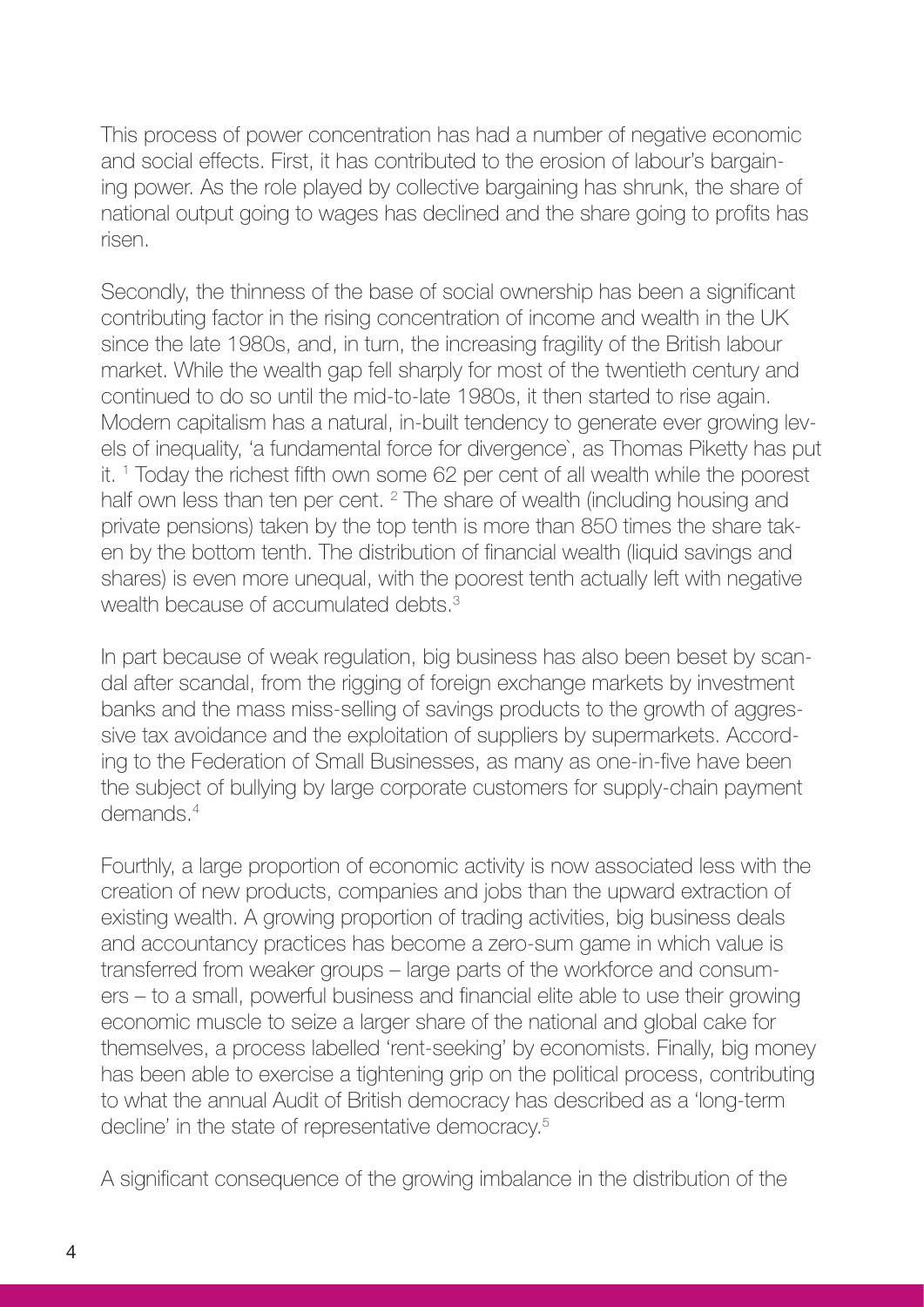This process of power concentration has had a number of negative economic and social effects. First, it has contributed to the erosion of labour's bargaining power. As the role played by collective bargaining has shrunk, the share of national output going to wages has declined and the share going to profits has risen.

Secondly, the thinness of the base of social ownership has been a significant contributing factor in the rising concentration of income and wealth in the UK since the late 1980s, and, in turn, the increasing fragility of the British labour market. While the wealth gap fell sharply for most of the twentieth century and continued to do so until the mid-to-late 1980s, it then started to rise again. Modern capitalism has a natural, in-built tendency to generate ever growing levels of inequality, 'a fundamental force for divergence`, as Thomas Piketty has put it. [1] Today the richest fifth own some 62 per cent of all wealth while the poorest half own less than ten per cent. [2] The share of wealth (including housing and private pensions) taken by the top tenth is more than 850 times the share taken by the bottom tenth. The distribution of financial wealth (liquid savings and shares) is even more unequal, with the poorest tenth actually left with negative wealth because of accumulated debts.[3]

In part because of weak regulation, big business has also been beset by scandal after scandal, from the rigging of foreign exchange markets by investment banks and the mass miss-selling of savings products to the growth of aggressive tax avoidance and the exploitation of suppliers by supermarkets. According to the Federation of Small Businesses, as many as one-in-five have been the subject of bullying by large corporate customers for supply-chain payment demands.[4]

Fourthly, a large proportion of economic activity is now associated less with the creation of new products, companies and jobs than the upward extraction of existing wealth. A growing proportion of trading activities, big business deals and accountancy practices has become a zero-sum game in which value is transferred from weaker groups – large parts of the workforce and consumers – to a small, powerful business and financial elite able to use their growing economic muscle to seize a larger share of the national and global cake for themselves, a process labelled 'rent-seeking' by economists. Finally, big money has been able to exercise a tightening grip on the political process, contributing to what the annual Audit of British democracy has described as a 'long-term decline' in the state of representative democracy.[5]

A significant consequence of the growing imbalance in the distribution of the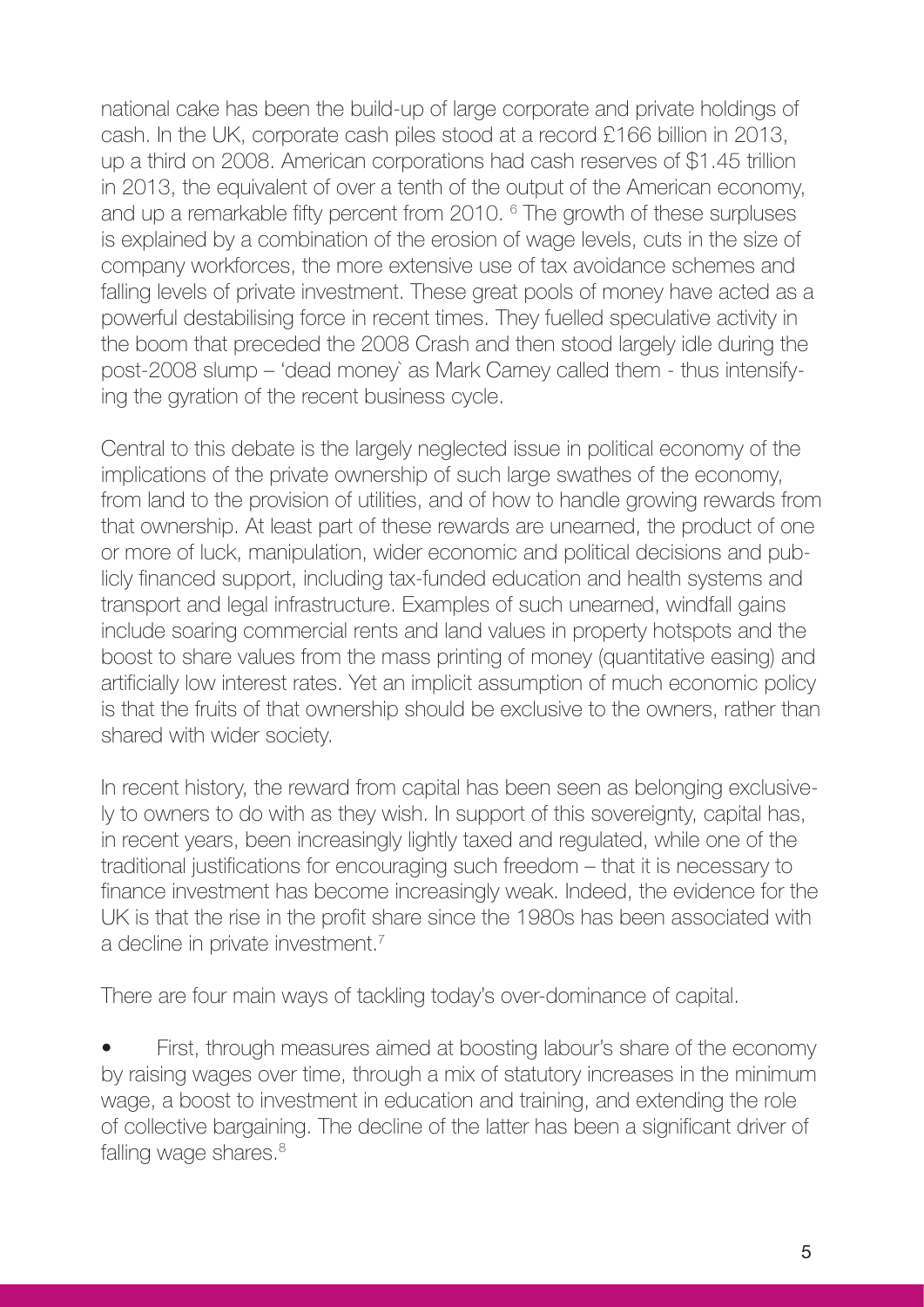national cake has been the build-up of large corporate and private holdings of cash. In the UK, corporate cash piles stood at a record £166 billion in 2013, up a third on 2008. American corporations had cash reserves of $1.45 trillion in 2013, the equivalent of over a tenth of the output of the American economy, and up a remarkable fifty percent from 2010. [6] The growth of these surpluses is explained by a combination of the erosion of wage levels, cuts in the size of company workforces, the more extensive use of tax avoidance schemes and falling levels of private investment. These great pools of money have acted as a powerful destabilising force in recent times. They fuelled speculative activity in the boom that preceded the 2008 Crash and then stood largely idle during the post-2008 slump – 'dead money` as Mark Carney called them - thus intensifying the gyration of the recent business cycle.

Central to this debate is the largely neglected issue in political economy of the implications of the private ownership of such large swathes of the economy, from land to the provision of utilities, and of how to handle growing rewards from that ownership. At least part of these rewards are unearned, the product of one or more of luck, manipulation, wider economic and political decisions and publicly financed support, including tax-funded education and health systems and transport and legal infrastructure. Examples of such unearned, windfall gains include soaring commercial rents and land values in property hotspots and the boost to share values from the mass printing of money (quantitative easing) and artificially low interest rates. Yet an implicit assumption of much economic policy is that the fruits of that ownership should be exclusive to the owners, rather than shared with wider society.

In recent history, the reward from capital has been seen as belonging exclusively to owners to do with as they wish. In support of this sovereignty, capital has, in recent years, been increasingly lightly taxed and regulated, while one of the traditional justifications for encouraging such freedom – that it is necessary to finance investment has become increasingly weak. Indeed, the evidence for the UK is that the rise in the profit share since the 1980s has been associated with a decline in private investment.[7]

There are four main ways of tackling today's over-dominance of capital.

- First, through measures aimed at boosting labour's share of the economy by raising wages over time, through a mix of statutory increases in the minimum wage, a boost to investment in education and training, and extending the role of collective bargaining. The decline of the latter has been a significant driver of falling wage shares.[8]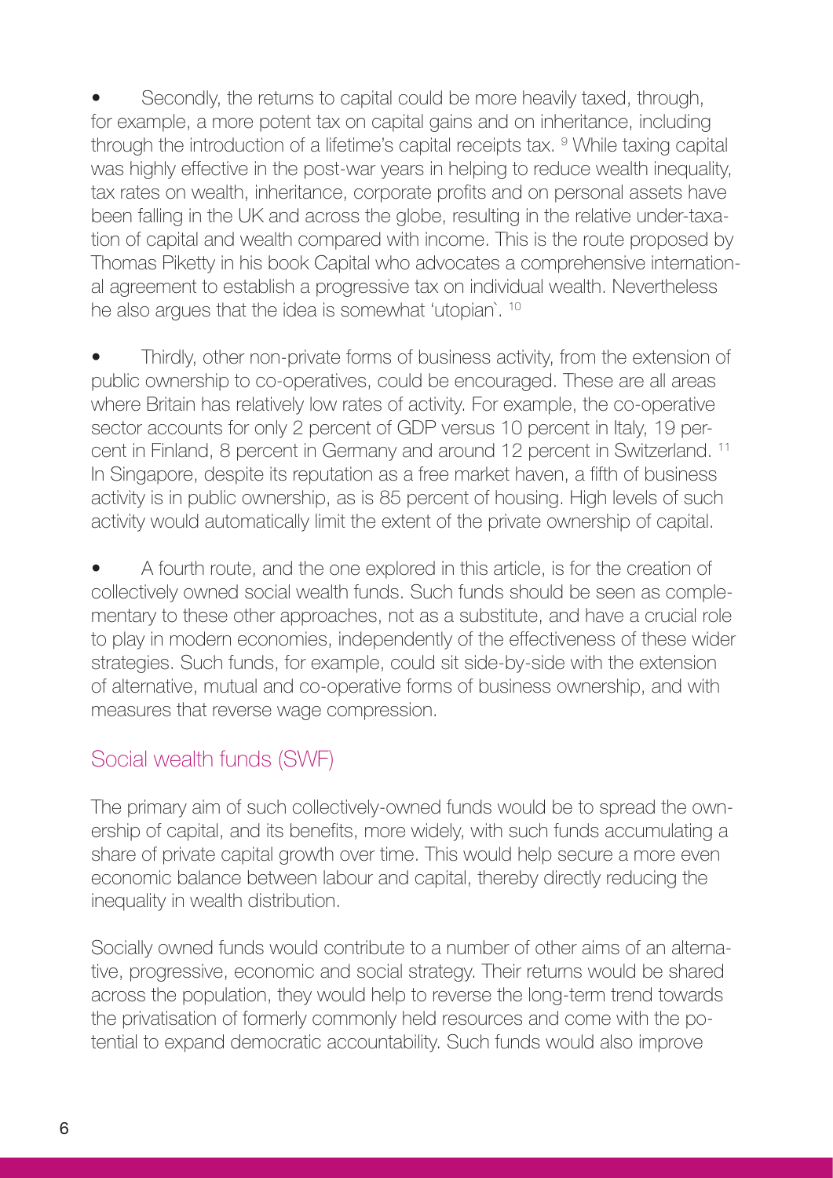- Secondly, the returns to capital could be more heavily taxed, through, for example, a more potent tax on capital gains and on inheritance, including through the introduction of a lifetime's capital receipts tax. [9] While taxing capital was highly effective in the post-war years in helping to reduce wealth inequality, tax rates on wealth, inheritance, corporate profits and on personal assets have been falling in the UK and across the globe, resulting in the relative under-taxation of capital and wealth compared with income. This is the route proposed by Thomas Piketty in his book Capital who advocates a comprehensive international agreement to establish a progressive tax on individual wealth. Nevertheless he also argues that the idea is somewhat 'utopian`. [10]

- Thirdly, other non-private forms of business activity, from the extension of public ownership to co-operatives, could be encouraged. These are all areas where Britain has relatively low rates of activity. For example, the co-operative sector accounts for only 2 percent of GDP versus 10 percent in Italy, 19 percent in Finland, 8 percent in Germany and around 12 percent in Switzerland. [11] In Singapore, despite its reputation as a free market haven, a fifth of business activity is in public ownership, as is 85 percent of housing. High levels of such activity would automatically limit the extent of the private ownership of capital.

- A fourth route, and the one explored in this article, is for the creation of collectively owned social wealth funds. Such funds should be seen as complementary to these other approaches, not as a substitute, and have a crucial role to play in modern economies, independently of the effectiveness of these wider strategies. Such funds, for example, could sit side-by-side with the extension of alternative, mutual and co-operative forms of business ownership, and with measures that reverse wage compression.

## Social wealth funds (SWF)

The primary aim of such collectively-owned funds would be to spread the ownership of capital, and its benefits, more widely, with such funds accumulating a share of private capital growth over time. This would help secure a more even economic balance between labour and capital, thereby directly reducing the inequality in wealth distribution.

Socially owned funds would contribute to a number of other aims of an alternative, progressive, economic and social strategy. Their returns would be shared across the population, they would help to reverse the long-term trend towards the privatisation of formerly commonly held resources and come with the potential to expand democratic accountability. Such funds would also improve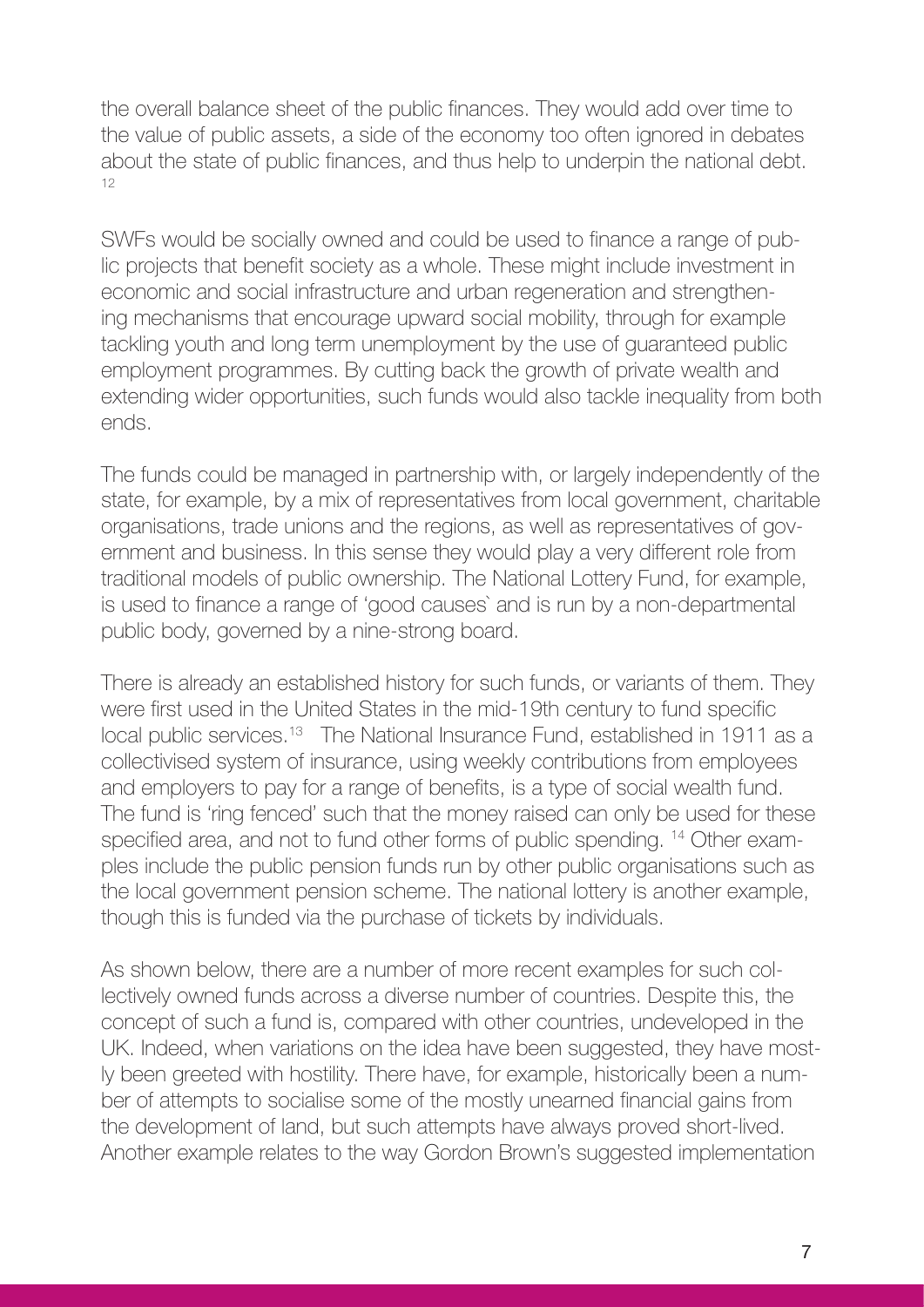the overall balance sheet of the public finances. They would add over time to the value of public assets, a side of the economy too often ignored in debates about the state of public finances, and thus help to underpin the national debt. [12]

SWFs would be socially owned and could be used to finance a range of public projects that benefit society as a whole. These might include investment in economic and social infrastructure and urban regeneration and strengthening mechanisms that encourage upward social mobility, through for example tackling youth and long term unemployment by the use of guaranteed public employment programmes. By cutting back the growth of private wealth and extending wider opportunities, such funds would also tackle inequality from both ends.

The funds could be managed in partnership with, or largely independently of the state, for example, by a mix of representatives from local government, charitable organisations, trade unions and the regions, as well as representatives of government and business. In this sense they would play a very different role from traditional models of public ownership. The National Lottery Fund, for example, is used to finance a range of 'good causes` and is run by a non-departmental public body, governed by a nine-strong board.

There is already an established history for such funds, or variants of them. They were first used in the United States in the mid-19th century to fund specific local public services.[13] The National Insurance Fund, established in 1911 as a collectivised system of insurance, using weekly contributions from employees and employers to pay for a range of benefits, is a type of social wealth fund. The fund is 'ring fenced' such that the money raised can only be used for these specified area, and not to fund other forms of public spending. [14] Other examples include the public pension funds run by other public organisations such as the local government pension scheme. The national lottery is another example, though this is funded via the purchase of tickets by individuals.

As shown below, there are a number of more recent examples for such collectively owned funds across a diverse number of countries. Despite this, the concept of such a fund is, compared with other countries, undeveloped in the UK. Indeed, when variations on the idea have been suggested, they have mostly been greeted with hostility. There have, for example, historically been a number of attempts to socialise some of the mostly unearned financial gains from the development of land, but such attempts have always proved short-lived. Another example relates to the way Gordon Brown's suggested implementation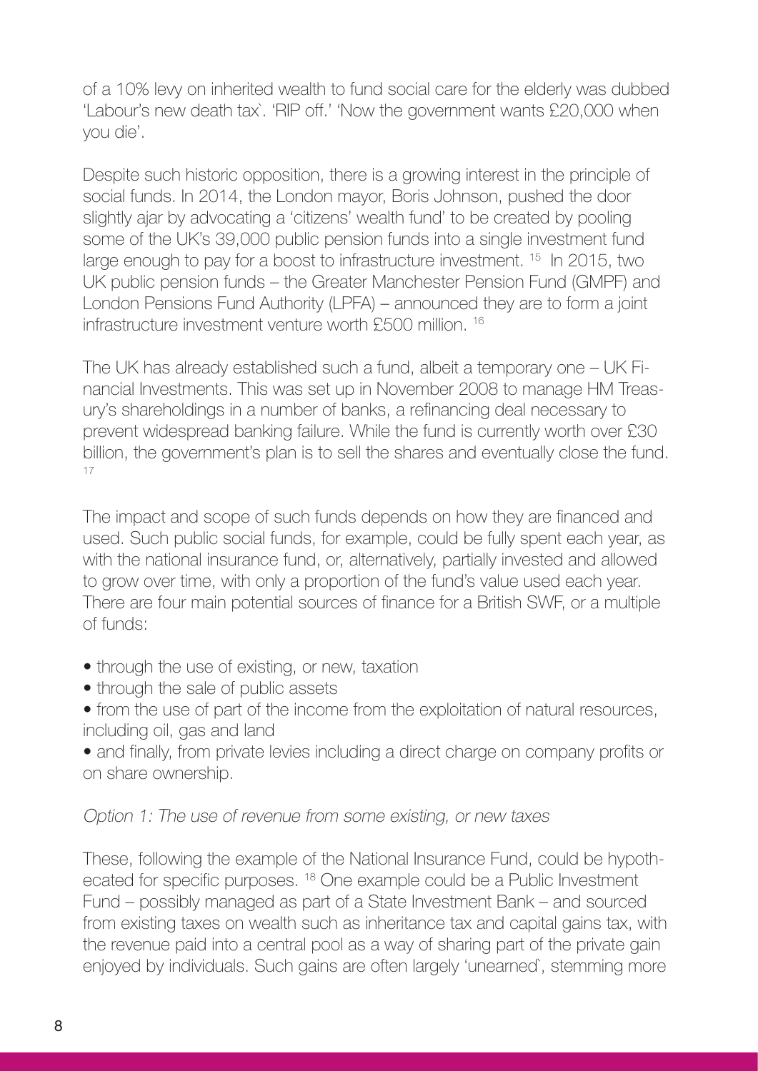of a 10% levy on inherited wealth to fund social care for the elderly was dubbed 'Labour's new death tax`. 'RIP off.' 'Now the government wants £20,000 when you die'.

Despite such historic opposition, there is a growing interest in the principle of social funds. In 2014, the London mayor, Boris Johnson, pushed the door slightly ajar by advocating a 'citizens' wealth fund' to be created by pooling some of the UK's 39,000 public pension funds into a single investment fund large enough to pay for a boost to infrastructure investment. [15] In 2015, two UK public pension funds – the Greater Manchester Pension Fund (GMPF) and London Pensions Fund Authority (LPFA) – announced they are to form a joint infrastructure investment venture worth £500 million. [16]

The UK has already established such a fund, albeit a temporary one – UK Financial Investments. This was set up in November 2008 to manage HM Treasury's shareholdings in a number of banks, a refinancing deal necessary to prevent widespread banking failure. While the fund is currently worth over £30 billion, the government's plan is to sell the shares and eventually close the fund. [17]

The impact and scope of such funds depends on how they are financed and used. Such public social funds, for example, could be fully spent each year, as with the national insurance fund, or, alternatively, partially invested and allowed to grow over time, with only a proportion of the fund's value used each year. There are four main potential sources of finance for a British SWF, or a multiple of funds:

- through the use of existing, or new, taxation
- through the sale of public assets
- from the use of part of the income from the exploitation of natural resources, including oil, gas and land
- and finally, from private levies including a direct charge on company profits or on share ownership.

*Option 1: The use of revenue from some existing, or new taxes*

These, following the example of the National Insurance Fund, could be hypothecated for specific purposes. [18] One example could be a Public Investment Fund – possibly managed as part of a State Investment Bank – and sourced from existing taxes on wealth such as inheritance tax and capital gains tax, with the revenue paid into a central pool as a way of sharing part of the private gain enjoyed by individuals. Such gains are often largely 'unearned`, stemming more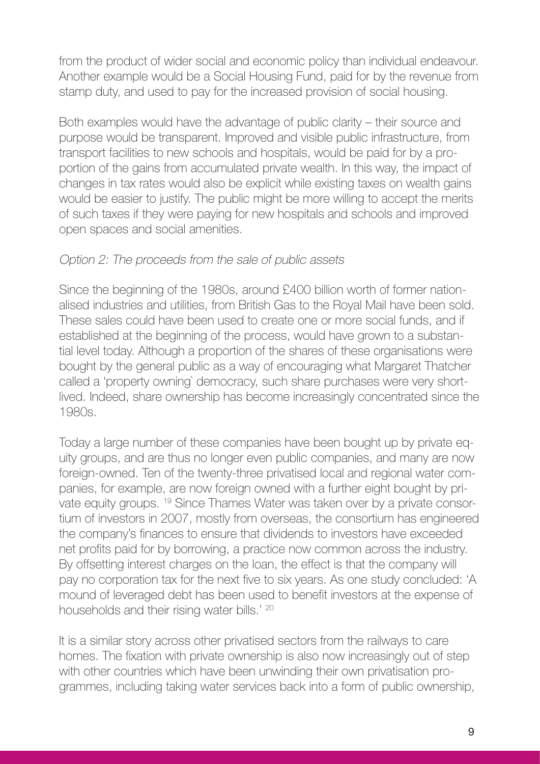from the product of wider social and economic policy than individual endeavour. Another example would be a Social Housing Fund, paid for by the revenue from stamp duty, and used to pay for the increased provision of social housing.

Both examples would have the advantage of public clarity – their source and purpose would be transparent. Improved and visible public infrastructure, from transport facilities to new schools and hospitals, would be paid for by a proportion of the gains from accumulated private wealth. In this way, the impact of changes in tax rates would also be explicit while existing taxes on wealth gains would be easier to justify. The public might be more willing to accept the merits of such taxes if they were paying for new hospitals and schools and improved open spaces and social amenities.

*Option 2: The proceeds from the sale of public assets*

Since the beginning of the 1980s, around £400 billion worth of former nationalised industries and utilities, from British Gas to the Royal Mail have been sold. These sales could have been used to create one or more social funds, and if established at the beginning of the process, would have grown to a substantial level today. Although a proportion of the shares of these organisations were bought by the general public as a way of encouraging what Margaret Thatcher called a 'property owning` democracy, such share purchases were very short-lived. Indeed, share ownership has become increasingly concentrated since the 1980s.

Today a large number of these companies have been bought up by private equity groups, and are thus no longer even public companies, and many are now foreign-owned. Ten of the twenty-three privatised local and regional water companies, for example, are now foreign owned with a further eight bought by private equity groups. [19] Since Thames Water was taken over by a private consortium of investors in 2007, mostly from overseas, the consortium has engineered the company's finances to ensure that dividends to investors have exceeded net profits paid for by borrowing, a practice now common across the industry. By offsetting interest charges on the loan, the effect is that the company will pay no corporation tax for the next five to six years. As one study concluded: 'A mound of leveraged debt has been used to benefit investors at the expense of households and their rising water bills.' [20]

It is a similar story across other privatised sectors from the railways to care homes. The fixation with private ownership is also now increasingly out of step with other countries which have been unwinding their own privatisation programmes, including taking water services back into a form of public ownership,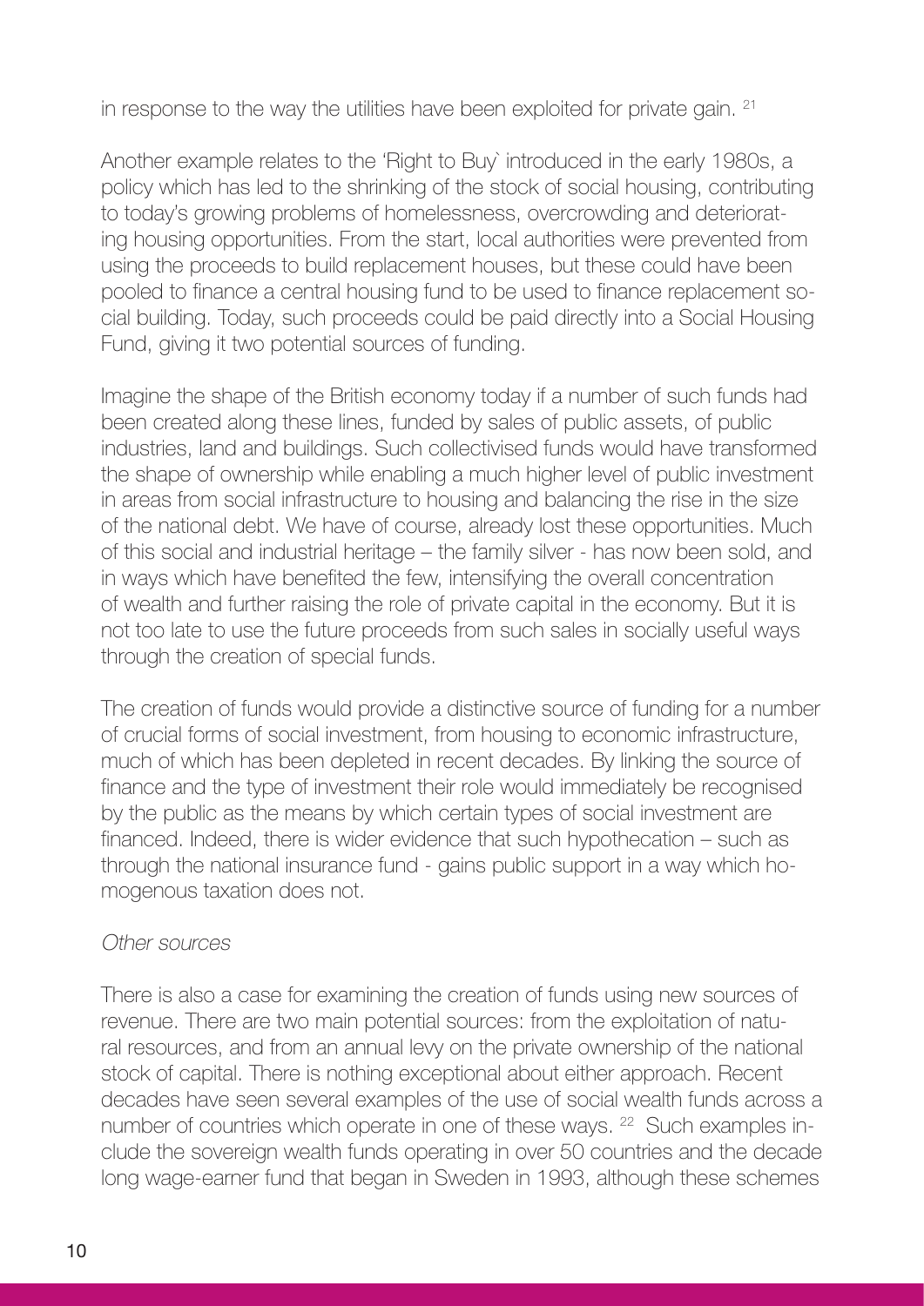in response to the way the utilities have been exploited for private gain. [21]

Another example relates to the 'Right to Buy` introduced in the early 1980s, a policy which has led to the shrinking of the stock of social housing, contributing to today's growing problems of homelessness, overcrowding and deteriorating housing opportunities. From the start, local authorities were prevented from using the proceeds to build replacement houses, but these could have been pooled to finance a central housing fund to be used to finance replacement social building. Today, such proceeds could be paid directly into a Social Housing Fund, giving it two potential sources of funding.

Imagine the shape of the British economy today if a number of such funds had been created along these lines, funded by sales of public assets, of public industries, land and buildings. Such collectivised funds would have transformed the shape of ownership while enabling a much higher level of public investment in areas from social infrastructure to housing and balancing the rise in the size of the national debt. We have of course, already lost these opportunities. Much of this social and industrial heritage – the family silver - has now been sold, and in ways which have benefited the few, intensifying the overall concentration of wealth and further raising the role of private capital in the economy. But it is not too late to use the future proceeds from such sales in socially useful ways through the creation of special funds.

The creation of funds would provide a distinctive source of funding for a number of crucial forms of social investment, from housing to economic infrastructure, much of which has been depleted in recent decades. By linking the source of finance and the type of investment their role would immediately be recognised by the public as the means by which certain types of social investment are financed. Indeed, there is wider evidence that such hypothecation – such as through the national insurance fund - gains public support in a way which homogenous taxation does not.

*Other sources*

There is also a case for examining the creation of funds using new sources of revenue. There are two main potential sources: from the exploitation of natural resources, and from an annual levy on the private ownership of the national stock of capital. There is nothing exceptional about either approach. Recent decades have seen several examples of the use of social wealth funds across a number of countries which operate in one of these ways. [22] Such examples include the sovereign wealth funds operating in over 50 countries and the decade long wage-earner fund that began in Sweden in 1993, although these schemes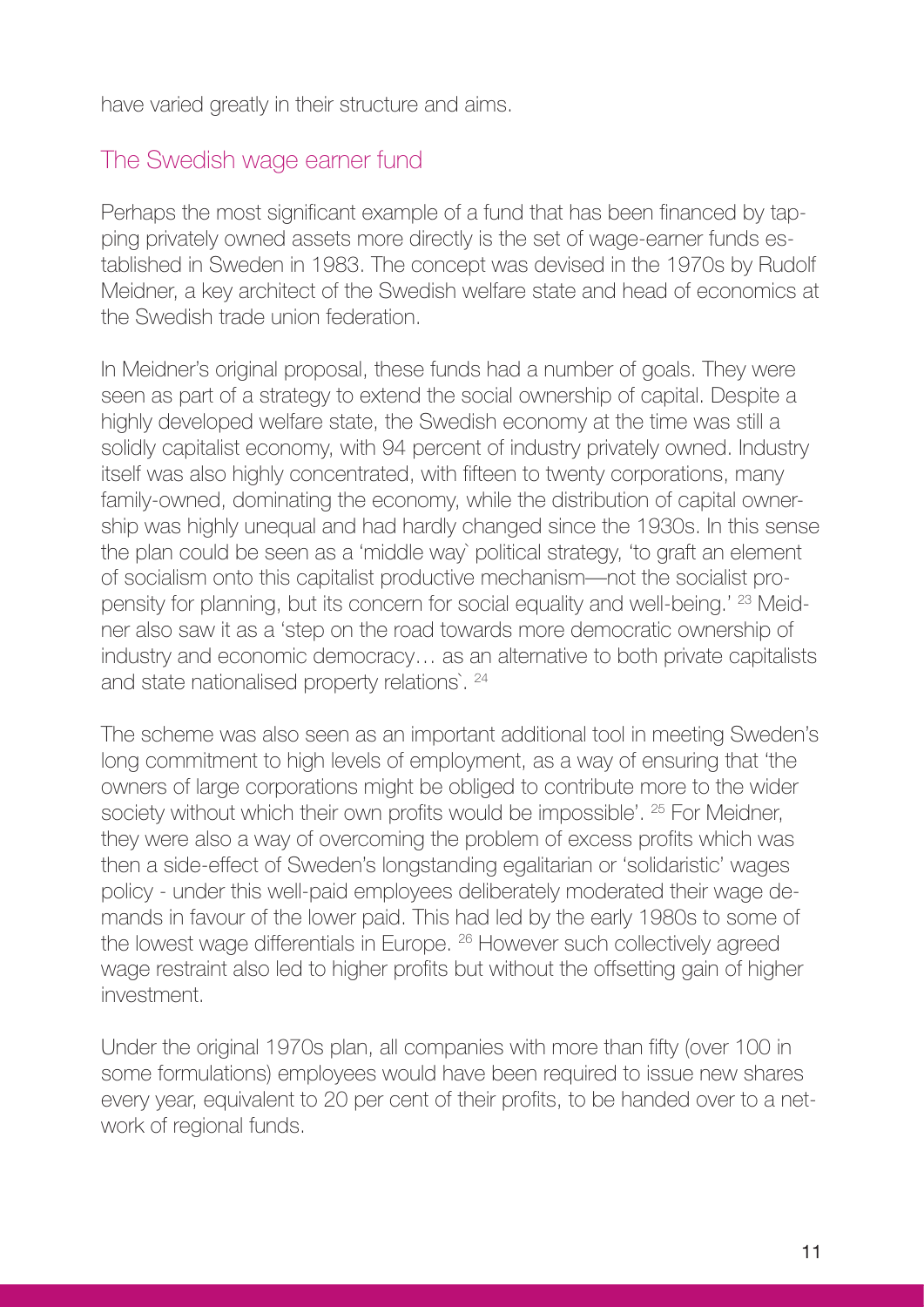have varied greatly in their structure and aims.

## The Swedish wage earner fund

Perhaps the most significant example of a fund that has been financed by tapping privately owned assets more directly is the set of wage-earner funds established in Sweden in 1983. The concept was devised in the 1970s by Rudolf Meidner, a key architect of the Swedish welfare state and head of economics at the Swedish trade union federation.

In Meidner's original proposal, these funds had a number of goals. They were seen as part of a strategy to extend the social ownership of capital. Despite a highly developed welfare state, the Swedish economy at the time was still a solidly capitalist economy, with 94 percent of industry privately owned. Industry itself was also highly concentrated, with fifteen to twenty corporations, many family-owned, dominating the economy, while the distribution of capital ownership was highly unequal and had hardly changed since the 1930s. In this sense the plan could be seen as a 'middle way` political strategy, 'to graft an element of socialism onto this capitalist productive mechanism—not the socialist propensity for planning, but its concern for social equality and well-being.' [23] Meidner also saw it as a 'step on the road towards more democratic ownership of industry and economic democracy… as an alternative to both private capitalists and state nationalised property relations`. [24]

The scheme was also seen as an important additional tool in meeting Sweden's long commitment to high levels of employment, as a way of ensuring that 'the owners of large corporations might be obliged to contribute more to the wider society without which their own profits would be impossible'. [25] For Meidner, they were also a way of overcoming the problem of excess profits which was then a side-effect of Sweden's longstanding egalitarian or 'solidaristic' wages policy - under this well-paid employees deliberately moderated their wage demands in favour of the lower paid. This had led by the early 1980s to some of the lowest wage differentials in Europe. [26] However such collectively agreed wage restraint also led to higher profits but without the offsetting gain of higher investment.

Under the original 1970s plan, all companies with more than fifty (over 100 in some formulations) employees would have been required to issue new shares every year, equivalent to 20 per cent of their profits, to be handed over to a network of regional funds.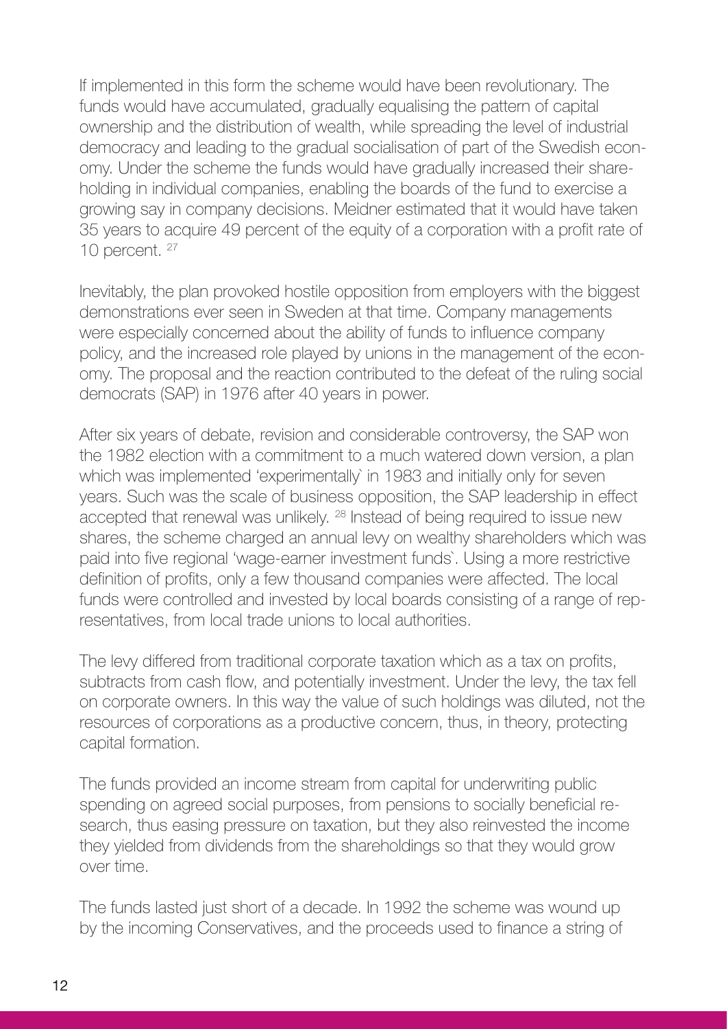If implemented in this form the scheme would have been revolutionary. The funds would have accumulated, gradually equalising the pattern of capital ownership and the distribution of wealth, while spreading the level of industrial democracy and leading to the gradual socialisation of part of the Swedish economy. Under the scheme the funds would have gradually increased their shareholding in individual companies, enabling the boards of the fund to exercise a growing say in company decisions. Meidner estimated that it would have taken 35 years to acquire 49 percent of the equity of a corporation with a profit rate of 10 percent. [27]

Inevitably, the plan provoked hostile opposition from employers with the biggest demonstrations ever seen in Sweden at that time. Company managements were especially concerned about the ability of funds to influence company policy, and the increased role played by unions in the management of the economy. The proposal and the reaction contributed to the defeat of the ruling social democrats (SAP) in 1976 after 40 years in power.

After six years of debate, revision and considerable controversy, the SAP won the 1982 election with a commitment to a much watered down version, a plan which was implemented 'experimentally` in 1983 and initially only for seven years. Such was the scale of business opposition, the SAP leadership in effect accepted that renewal was unlikely. [28] Instead of being required to issue new shares, the scheme charged an annual levy on wealthy shareholders which was paid into five regional 'wage-earner investment funds`. Using a more restrictive definition of profits, only a few thousand companies were affected. The local funds were controlled and invested by local boards consisting of a range of representatives, from local trade unions to local authorities.

The levy differed from traditional corporate taxation which as a tax on profits, subtracts from cash flow, and potentially investment. Under the levy, the tax fell on corporate owners. In this way the value of such holdings was diluted, not the resources of corporations as a productive concern, thus, in theory, protecting capital formation.

The funds provided an income stream from capital for underwriting public spending on agreed social purposes, from pensions to socially beneficial research, thus easing pressure on taxation, but they also reinvested the income they yielded from dividends from the shareholdings so that they would grow over time.

The funds lasted just short of a decade. In 1992 the scheme was wound up by the incoming Conservatives, and the proceeds used to finance a string of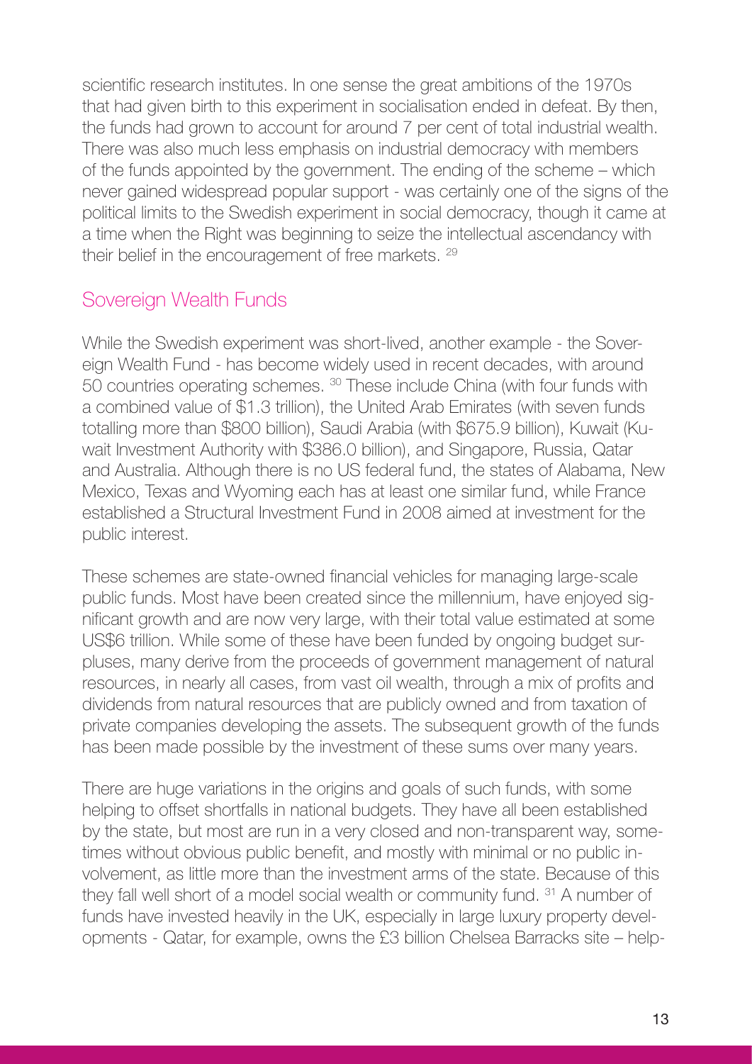scientific research institutes. In one sense the great ambitions of the 1970s that had given birth to this experiment in socialisation ended in defeat. By then, the funds had grown to account for around 7 per cent of total industrial wealth. There was also much less emphasis on industrial democracy with members of the funds appointed by the government. The ending of the scheme – which never gained widespread popular support - was certainly one of the signs of the political limits to the Swedish experiment in social democracy, though it came at a time when the Right was beginning to seize the intellectual ascendancy with their belief in the encouragement of free markets. [29]

## Sovereign Wealth Funds

While the Swedish experiment was short-lived, another example - the Sovereign Wealth Fund - has become widely used in recent decades, with around 50 countries operating schemes. [30] These include China (with four funds with a combined value of $1.3 trillion), the United Arab Emirates (with seven funds totalling more than $800 billion), Saudi Arabia (with $675.9 billion), Kuwait (Kuwait Investment Authority with $386.0 billion), and Singapore, Russia, Qatar and Australia. Although there is no US federal fund, the states of Alabama, New Mexico, Texas and Wyoming each has at least one similar fund, while France established a Structural Investment Fund in 2008 aimed at investment for the public interest.

These schemes are state-owned financial vehicles for managing large-scale public funds. Most have been created since the millennium, have enjoyed significant growth and are now very large, with their total value estimated at some US$6 trillion. While some of these have been funded by ongoing budget surpluses, many derive from the proceeds of government management of natural resources, in nearly all cases, from vast oil wealth, through a mix of profits and dividends from natural resources that are publicly owned and from taxation of private companies developing the assets. The subsequent growth of the funds has been made possible by the investment of these sums over many years.

There are huge variations in the origins and goals of such funds, with some helping to offset shortfalls in national budgets. They have all been established by the state, but most are run in a very closed and non-transparent way, sometimes without obvious public benefit, and mostly with minimal or no public involvement, as little more than the investment arms of the state. Because of this they fall well short of a model social wealth or community fund. [31] A number of funds have invested heavily in the UK, especially in large luxury property developments - Qatar, for example, owns the £3 billion Chelsea Barracks site – help-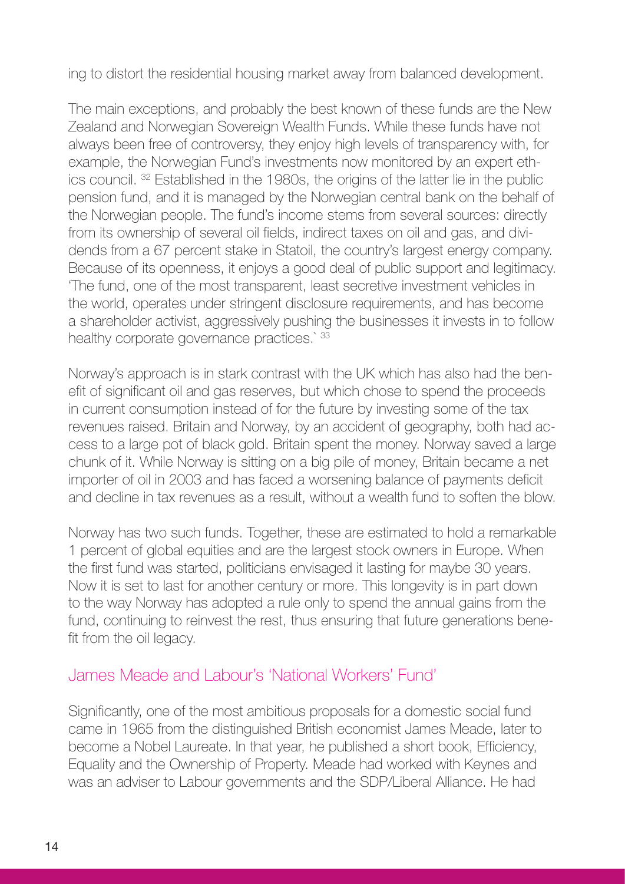ing to distort the residential housing market away from balanced development.

The main exceptions, and probably the best known of these funds are the New Zealand and Norwegian Sovereign Wealth Funds. While these funds have not always been free of controversy, they enjoy high levels of transparency with, for example, the Norwegian Fund's investments now monitored by an expert ethics council. [32] Established in the 1980s, the origins of the latter lie in the public pension fund, and it is managed by the Norwegian central bank on the behalf of the Norwegian people. The fund's income stems from several sources: directly from its ownership of several oil fields, indirect taxes on oil and gas, and dividends from a 67 percent stake in Statoil, the country's largest energy company. Because of its openness, it enjoys a good deal of public support and legitimacy. 'The fund, one of the most transparent, least secretive investment vehicles in the world, operates under stringent disclosure requirements, and has become a shareholder activist, aggressively pushing the businesses it invests in to follow healthy corporate governance practices.` [33]

Norway's approach is in stark contrast with the UK which has also had the benefit of significant oil and gas reserves, but which chose to spend the proceeds in current consumption instead of for the future by investing some of the tax revenues raised. Britain and Norway, by an accident of geography, both had access to a large pot of black gold. Britain spent the money. Norway saved a large chunk of it. While Norway is sitting on a big pile of money, Britain became a net importer of oil in 2003 and has faced a worsening balance of payments deficit and decline in tax revenues as a result, without a wealth fund to soften the blow.

Norway has two such funds. Together, these are estimated to hold a remarkable 1 percent of global equities and are the largest stock owners in Europe. When the first fund was started, politicians envisaged it lasting for maybe 30 years. Now it is set to last for another century or more. This longevity is in part down to the way Norway has adopted a rule only to spend the annual gains from the fund, continuing to reinvest the rest, thus ensuring that future generations benefit from the oil legacy.

## James Meade and Labour's 'National Workers' Fund'

Significantly, one of the most ambitious proposals for a domestic social fund came in 1965 from the distinguished British economist James Meade, later to become a Nobel Laureate. In that year, he published a short book, Efficiency, Equality and the Ownership of Property. Meade had worked with Keynes and was an adviser to Labour governments and the SDP/Liberal Alliance. He had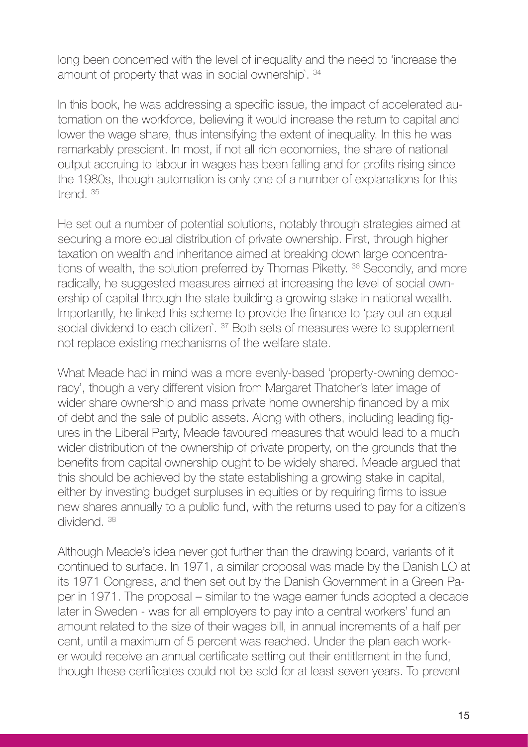long been concerned with the level of inequality and the need to 'increase the amount of property that was in social ownership`. [34]

In this book, he was addressing a specific issue, the impact of accelerated automation on the workforce, believing it would increase the return to capital and lower the wage share, thus intensifying the extent of inequality. In this he was remarkably prescient. In most, if not all rich economies, the share of national output accruing to labour in wages has been falling and for profits rising since the 1980s, though automation is only one of a number of explanations for this trend. [35]

He set out a number of potential solutions, notably through strategies aimed at securing a more equal distribution of private ownership. First, through higher taxation on wealth and inheritance aimed at breaking down large concentrations of wealth, the solution preferred by Thomas Piketty. [36] Secondly, and more radically, he suggested measures aimed at increasing the level of social ownership of capital through the state building a growing stake in national wealth. Importantly, he linked this scheme to provide the finance to 'pay out an equal social dividend to each citizen`. [37] Both sets of measures were to supplement not replace existing mechanisms of the welfare state.

What Meade had in mind was a more evenly-based 'property-owning democracy', though a very different vision from Margaret Thatcher's later image of wider share ownership and mass private home ownership financed by a mix of debt and the sale of public assets. Along with others, including leading figures in the Liberal Party, Meade favoured measures that would lead to a much wider distribution of the ownership of private property, on the grounds that the benefits from capital ownership ought to be widely shared. Meade argued that this should be achieved by the state establishing a growing stake in capital, either by investing budget surpluses in equities or by requiring firms to issue new shares annually to a public fund, with the returns used to pay for a citizen's dividend. [38]

Although Meade's idea never got further than the drawing board, variants of it continued to surface. In 1971, a similar proposal was made by the Danish LO at its 1971 Congress, and then set out by the Danish Government in a Green Paper in 1971. The proposal – similar to the wage earner funds adopted a decade later in Sweden - was for all employers to pay into a central workers' fund an amount related to the size of their wages bill, in annual increments of a half per cent, until a maximum of 5 percent was reached. Under the plan each worker would receive an annual certificate setting out their entitlement in the fund, though these certificates could not be sold for at least seven years. To prevent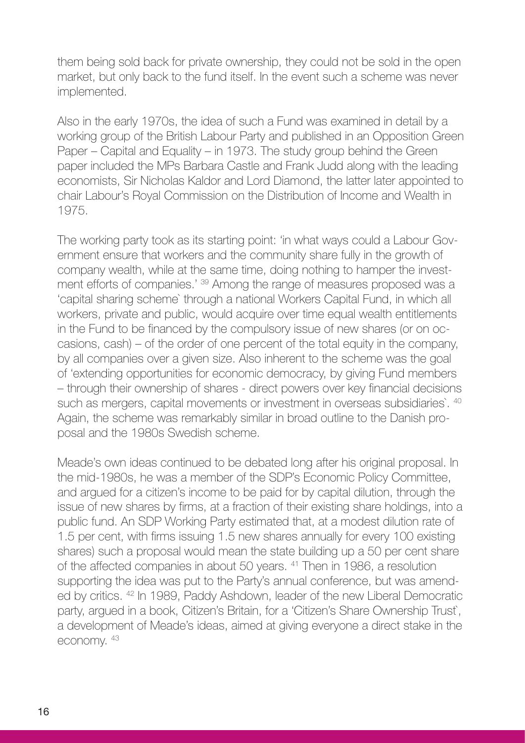them being sold back for private ownership, they could not be sold in the open market, but only back to the fund itself. In the event such a scheme was never implemented.

Also in the early 1970s, the idea of such a Fund was examined in detail by a working group of the British Labour Party and published in an Opposition Green Paper – Capital and Equality – in 1973. The study group behind the Green paper included the MPs Barbara Castle and Frank Judd along with the leading economists, Sir Nicholas Kaldor and Lord Diamond, the latter later appointed to chair Labour's Royal Commission on the Distribution of Income and Wealth in 1975.

The working party took as its starting point: 'in what ways could a Labour Government ensure that workers and the community share fully in the growth of company wealth, while at the same time, doing nothing to hamper the investment efforts of companies.' [39] Among the range of measures proposed was a 'capital sharing scheme` through a national Workers Capital Fund, in which all workers, private and public, would acquire over time equal wealth entitlements in the Fund to be financed by the compulsory issue of new shares (or on occasions, cash) – of the order of one percent of the total equity in the company, by all companies over a given size. Also inherent to the scheme was the goal of 'extending opportunities for economic democracy, by giving Fund members – through their ownership of shares - direct powers over key financial decisions such as mergers, capital movements or investment in overseas subsidiaries`. [40] Again, the scheme was remarkably similar in broad outline to the Danish proposal and the 1980s Swedish scheme.

Meade's own ideas continued to be debated long after his original proposal. In the mid-1980s, he was a member of the SDP's Economic Policy Committee, and argued for a citizen's income to be paid for by capital dilution, through the issue of new shares by firms, at a fraction of their existing share holdings, into a public fund. An SDP Working Party estimated that, at a modest dilution rate of 1.5 per cent, with firms issuing 1.5 new shares annually for every 100 existing shares) such a proposal would mean the state building up a 50 per cent share of the affected companies in about 50 years. [41] Then in 1986, a resolution supporting the idea was put to the Party's annual conference, but was amended by critics. [42] In 1989, Paddy Ashdown, leader of the new Liberal Democratic party, argued in a book, Citizen's Britain, for a 'Citizen's Share Ownership Trust`, a development of Meade's ideas, aimed at giving everyone a direct stake in the economy. [43]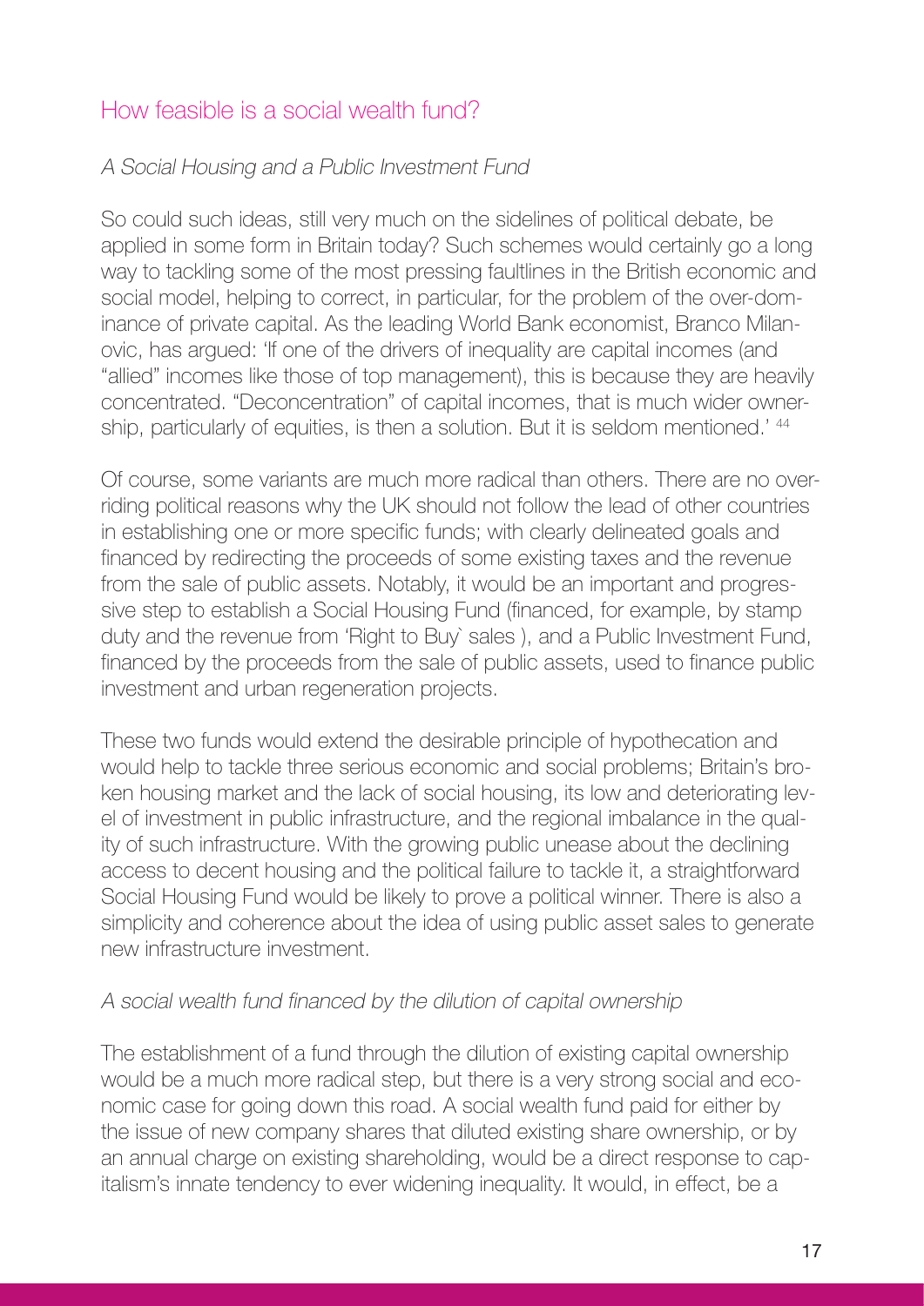## How feasible is a social wealth fund?

### *A Social Housing and a Public Investment Fund*

So could such ideas, still very much on the sidelines of political debate, be applied in some form in Britain today? Such schemes would certainly go a long way to tackling some of the most pressing faultlines in the British economic and social model, helping to correct, in particular, for the problem of the over-dominance of private capital. As the leading World Bank economist, Branco Milanovic, has argued: 'If one of the drivers of inequality are capital incomes (and "allied" incomes like those of top management), this is because they are heavily concentrated. "Deconcentration" of capital incomes, that is much wider ownership, particularly of equities, is then a solution. But it is seldom mentioned.' [44]

Of course, some variants are much more radical than others. There are no overriding political reasons why the UK should not follow the lead of other countries in establishing one or more specific funds; with clearly delineated goals and financed by redirecting the proceeds of some existing taxes and the revenue from the sale of public assets. Notably, it would be an important and progressive step to establish a Social Housing Fund (financed, for example, by stamp duty and the revenue from 'Right to Buy` sales ), and a Public Investment Fund, financed by the proceeds from the sale of public assets, used to finance public investment and urban regeneration projects.

These two funds would extend the desirable principle of hypothecation and would help to tackle three serious economic and social problems; Britain's broken housing market and the lack of social housing, its low and deteriorating level of investment in public infrastructure, and the regional imbalance in the quality of such infrastructure. With the growing public unease about the declining access to decent housing and the political failure to tackle it, a straightforward Social Housing Fund would be likely to prove a political winner. There is also a simplicity and coherence about the idea of using public asset sales to generate new infrastructure investment.

### *A social wealth fund financed by the dilution of capital ownership*

The establishment of a fund through the dilution of existing capital ownership would be a much more radical step, but there is a very strong social and economic case for going down this road. A social wealth fund paid for either by the issue of new company shares that diluted existing share ownership, or by an annual charge on existing shareholding, would be a direct response to capitalism's innate tendency to ever widening inequality. It would, in effect, be a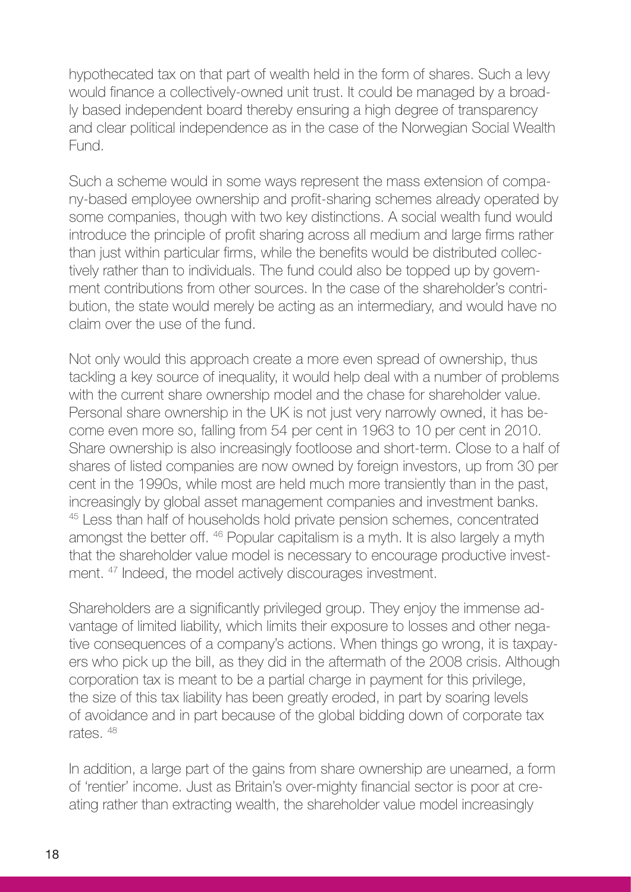hypothecated tax on that part of wealth held in the form of shares. Such a levy would finance a collectively-owned unit trust. It could be managed by a broadly based independent board thereby ensuring a high degree of transparency and clear political independence as in the case of the Norwegian Social Wealth Fund.

Such a scheme would in some ways represent the mass extension of company-based employee ownership and profit-sharing schemes already operated by some companies, though with two key distinctions. A social wealth fund would introduce the principle of profit sharing across all medium and large firms rather than just within particular firms, while the benefits would be distributed collectively rather than to individuals. The fund could also be topped up by government contributions from other sources. In the case of the shareholder's contribution, the state would merely be acting as an intermediary, and would have no claim over the use of the fund.

Not only would this approach create a more even spread of ownership, thus tackling a key source of inequality, it would help deal with a number of problems with the current share ownership model and the chase for shareholder value. Personal share ownership in the UK is not just very narrowly owned, it has become even more so, falling from 54 per cent in 1963 to 10 per cent in 2010. Share ownership is also increasingly footloose and short-term. Close to a half of shares of listed companies are now owned by foreign investors, up from 30 per cent in the 1990s, while most are held much more transiently than in the past, increasingly by global asset management companies and investment banks. [45] Less than half of households hold private pension schemes, concentrated amongst the better off. [46] Popular capitalism is a myth. It is also largely a myth that the shareholder value model is necessary to encourage productive investment. [47] Indeed, the model actively discourages investment.

Shareholders are a significantly privileged group. They enjoy the immense advantage of limited liability, which limits their exposure to losses and other negative consequences of a company's actions. When things go wrong, it is taxpayers who pick up the bill, as they did in the aftermath of the 2008 crisis. Although corporation tax is meant to be a partial charge in payment for this privilege, the size of this tax liability has been greatly eroded, in part by soaring levels of avoidance and in part because of the global bidding down of corporate tax rates. [48]

In addition, a large part of the gains from share ownership are unearned, a form of 'rentier' income. Just as Britain's over-mighty financial sector is poor at creating rather than extracting wealth, the shareholder value model increasingly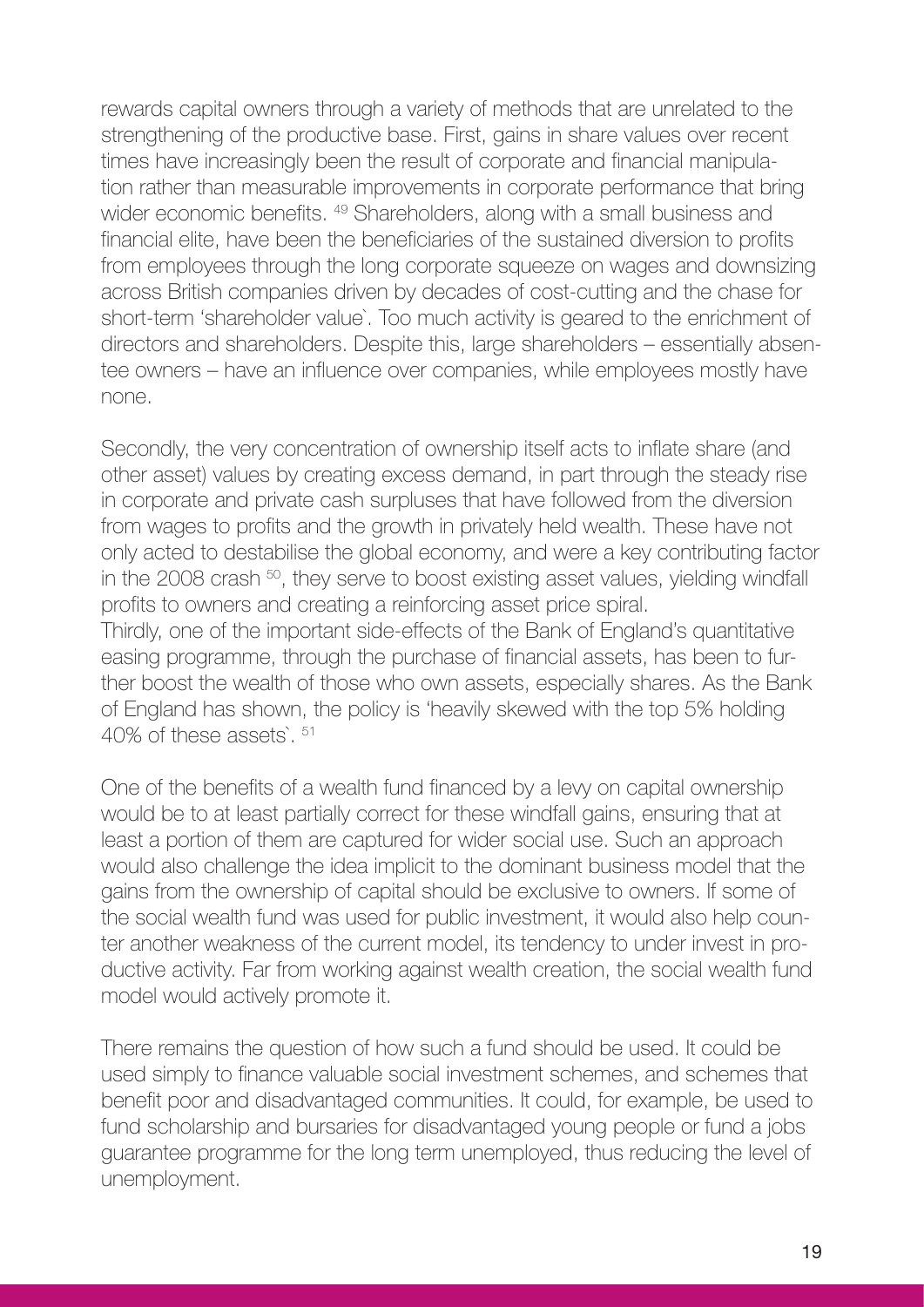rewards capital owners through a variety of methods that are unrelated to the strengthening of the productive base. First, gains in share values over recent times have increasingly been the result of corporate and financial manipulation rather than measurable improvements in corporate performance that bring wider economic benefits. [49] Shareholders, along with a small business and financial elite, have been the beneficiaries of the sustained diversion to profits from employees through the long corporate squeeze on wages and downsizing across British companies driven by decades of cost-cutting and the chase for short-term 'shareholder value`. Too much activity is geared to the enrichment of directors and shareholders. Despite this, large shareholders – essentially absentee owners – have an influence over companies, while employees mostly have none.

Secondly, the very concentration of ownership itself acts to inflate share (and other asset) values by creating excess demand, in part through the steady rise in corporate and private cash surpluses that have followed from the diversion from wages to profits and the growth in privately held wealth. These have not only acted to destabilise the global economy, and were a key contributing factor in the 2008 crash [50], they serve to boost existing asset values, yielding windfall profits to owners and creating a reinforcing asset price spiral.

Thirdly, one of the important side-effects of the Bank of England's quantitative easing programme, through the purchase of financial assets, has been to further boost the wealth of those who own assets, especially shares. As the Bank of England has shown, the policy is 'heavily skewed with the top 5% holding 40% of these assets`. [51]

One of the benefits of a wealth fund financed by a levy on capital ownership would be to at least partially correct for these windfall gains, ensuring that at least a portion of them are captured for wider social use. Such an approach would also challenge the idea implicit to the dominant business model that the gains from the ownership of capital should be exclusive to owners. If some of the social wealth fund was used for public investment, it would also help counter another weakness of the current model, its tendency to under invest in productive activity. Far from working against wealth creation, the social wealth fund model would actively promote it.

There remains the question of how such a fund should be used. It could be used simply to finance valuable social investment schemes, and schemes that benefit poor and disadvantaged communities. It could, for example, be used to fund scholarship and bursaries for disadvantaged young people or fund a jobs guarantee programme for the long term unemployed, thus reducing the level of unemployment.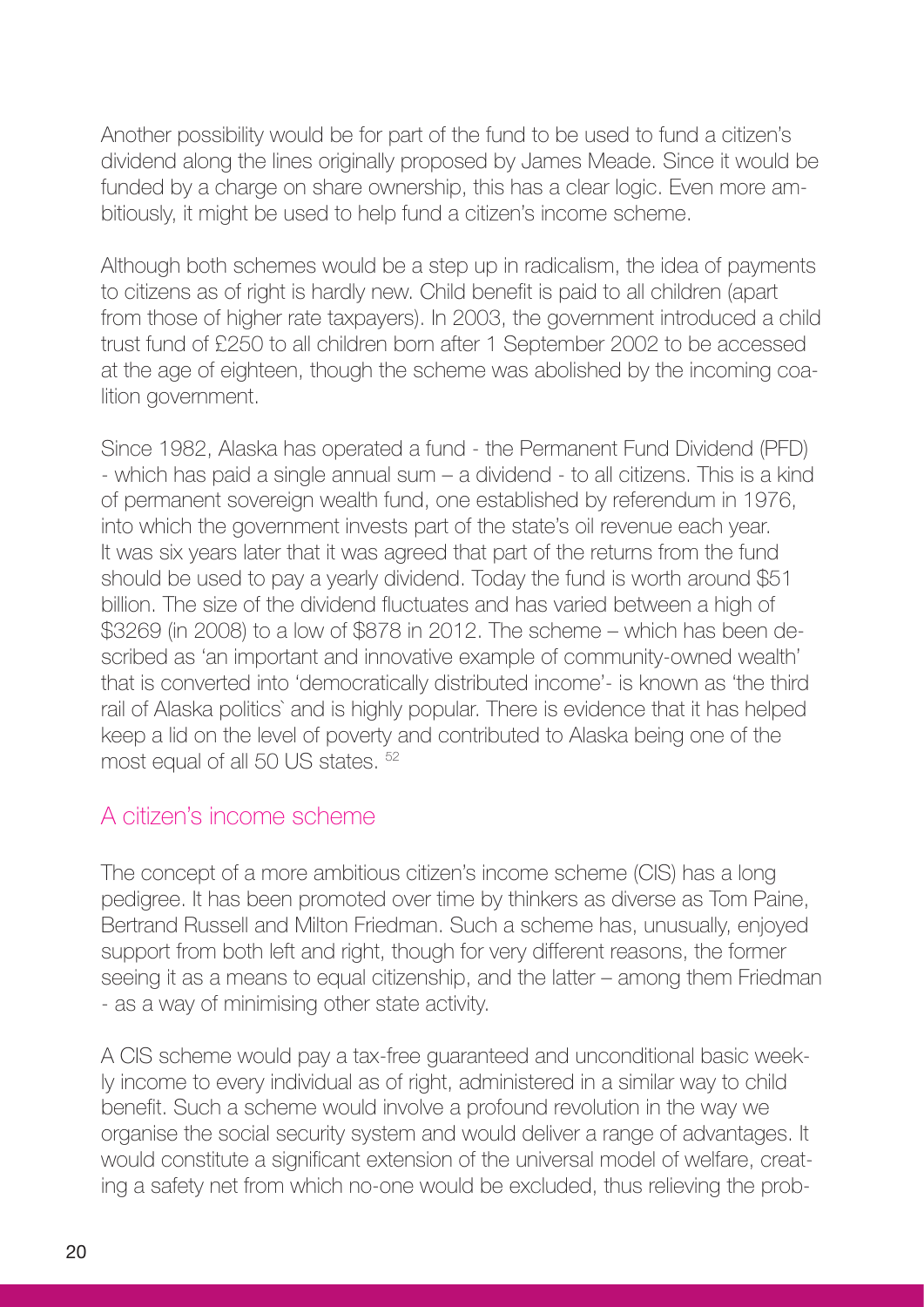Another possibility would be for part of the fund to be used to fund a citizen's dividend along the lines originally proposed by James Meade. Since it would be funded by a charge on share ownership, this has a clear logic. Even more ambitiously, it might be used to help fund a citizen's income scheme.

Although both schemes would be a step up in radicalism, the idea of payments to citizens as of right is hardly new. Child benefit is paid to all children (apart from those of higher rate taxpayers). In 2003, the government introduced a child trust fund of £250 to all children born after 1 September 2002 to be accessed at the age of eighteen, though the scheme was abolished by the incoming coalition government.

Since 1982, Alaska has operated a fund - the Permanent Fund Dividend (PFD) - which has paid a single annual sum – a dividend - to all citizens. This is a kind of permanent sovereign wealth fund, one established by referendum in 1976, into which the government invests part of the state's oil revenue each year. It was six years later that it was agreed that part of the returns from the fund should be used to pay a yearly dividend. Today the fund is worth around $51 billion. The size of the dividend fluctuates and has varied between a high of $3269 (in 2008) to a low of $878 in 2012. The scheme – which has been described as 'an important and innovative example of community-owned wealth' that is converted into 'democratically distributed income'- is known as 'the third rail of Alaska politics` and is highly popular. There is evidence that it has helped keep a lid on the level of poverty and contributed to Alaska being one of the most equal of all 50 US states. [52]

## A citizen's income scheme

The concept of a more ambitious citizen's income scheme (CIS) has a long pedigree. It has been promoted over time by thinkers as diverse as Tom Paine, Bertrand Russell and Milton Friedman. Such a scheme has, unusually, enjoyed support from both left and right, though for very different reasons, the former seeing it as a means to equal citizenship, and the latter – among them Friedman - as a way of minimising other state activity.

A CIS scheme would pay a tax-free guaranteed and unconditional basic weekly income to every individual as of right, administered in a similar way to child benefit. Such a scheme would involve a profound revolution in the way we organise the social security system and would deliver a range of advantages. It would constitute a significant extension of the universal model of welfare, creating a safety net from which no-one would be excluded, thus relieving the prob-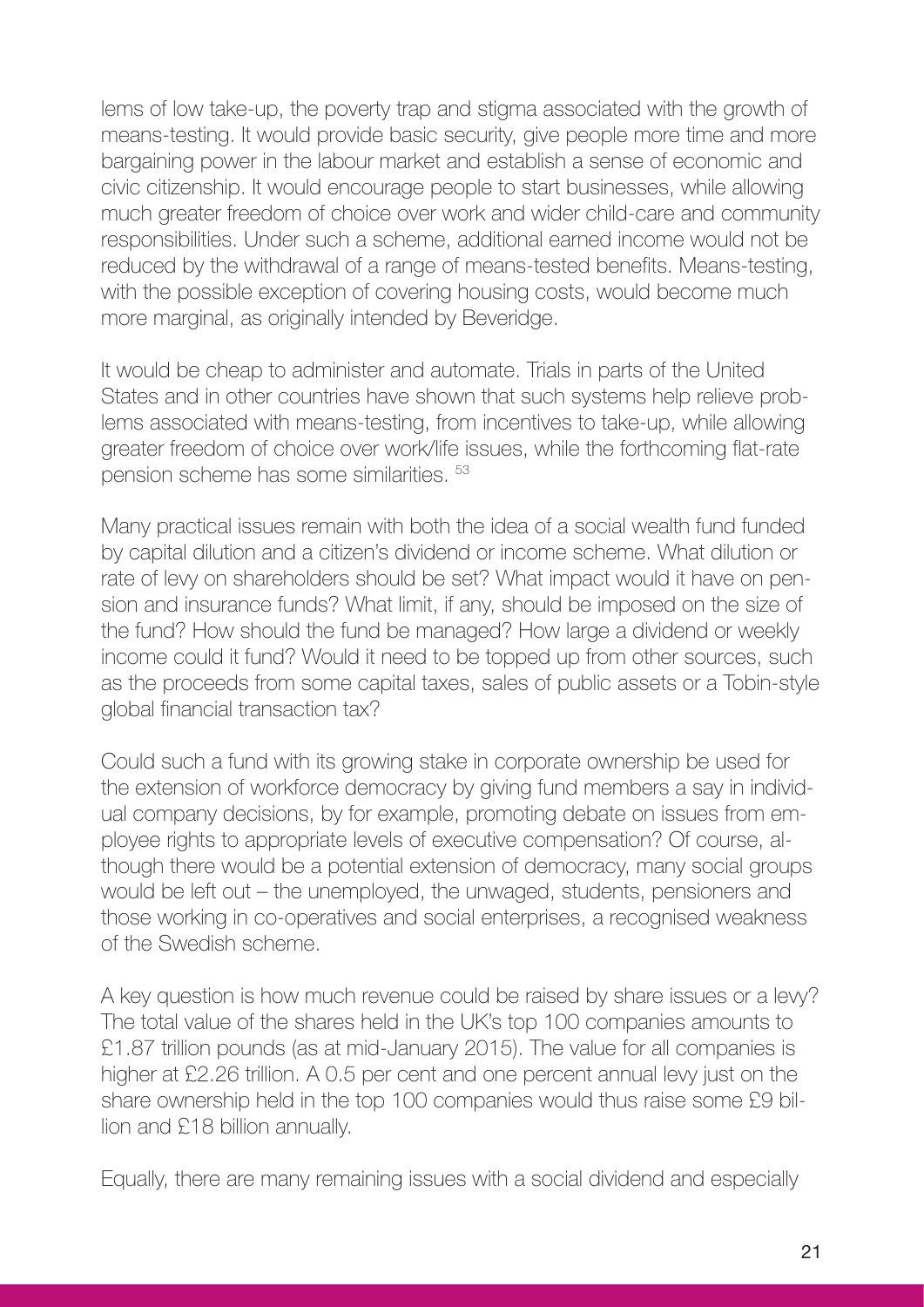lems of low take-up, the poverty trap and stigma associated with the growth of means-testing. It would provide basic security, give people more time and more bargaining power in the labour market and establish a sense of economic and civic citizenship. It would encourage people to start businesses, while allowing much greater freedom of choice over work and wider child-care and community responsibilities. Under such a scheme, additional earned income would not be reduced by the withdrawal of a range of means-tested benefits. Means-testing, with the possible exception of covering housing costs, would become much more marginal, as originally intended by Beveridge.

It would be cheap to administer and automate. Trials in parts of the United States and in other countries have shown that such systems help relieve problems associated with means-testing, from incentives to take-up, while allowing greater freedom of choice over work/life issues, while the forthcoming flat-rate pension scheme has some similarities. [53]

Many practical issues remain with both the idea of a social wealth fund funded by capital dilution and a citizen's dividend or income scheme. What dilution or rate of levy on shareholders should be set? What impact would it have on pension and insurance funds? What limit, if any, should be imposed on the size of the fund? How should the fund be managed? How large a dividend or weekly income could it fund? Would it need to be topped up from other sources, such as the proceeds from some capital taxes, sales of public assets or a Tobin-style global financial transaction tax?

Could such a fund with its growing stake in corporate ownership be used for the extension of workforce democracy by giving fund members a say in individual company decisions, by for example, promoting debate on issues from employee rights to appropriate levels of executive compensation? Of course, although there would be a potential extension of democracy, many social groups would be left out – the unemployed, the unwaged, students, pensioners and those working in co-operatives and social enterprises, a recognised weakness of the Swedish scheme.

A key question is how much revenue could be raised by share issues or a levy? The total value of the shares held in the UK's top 100 companies amounts to £1.87 trillion pounds (as at mid-January 2015). The value for all companies is higher at £2.26 trillion. A 0.5 per cent and one percent annual levy just on the share ownership held in the top 100 companies would thus raise some £9 billion and £18 billion annually.

Equally, there are many remaining issues with a social dividend and especially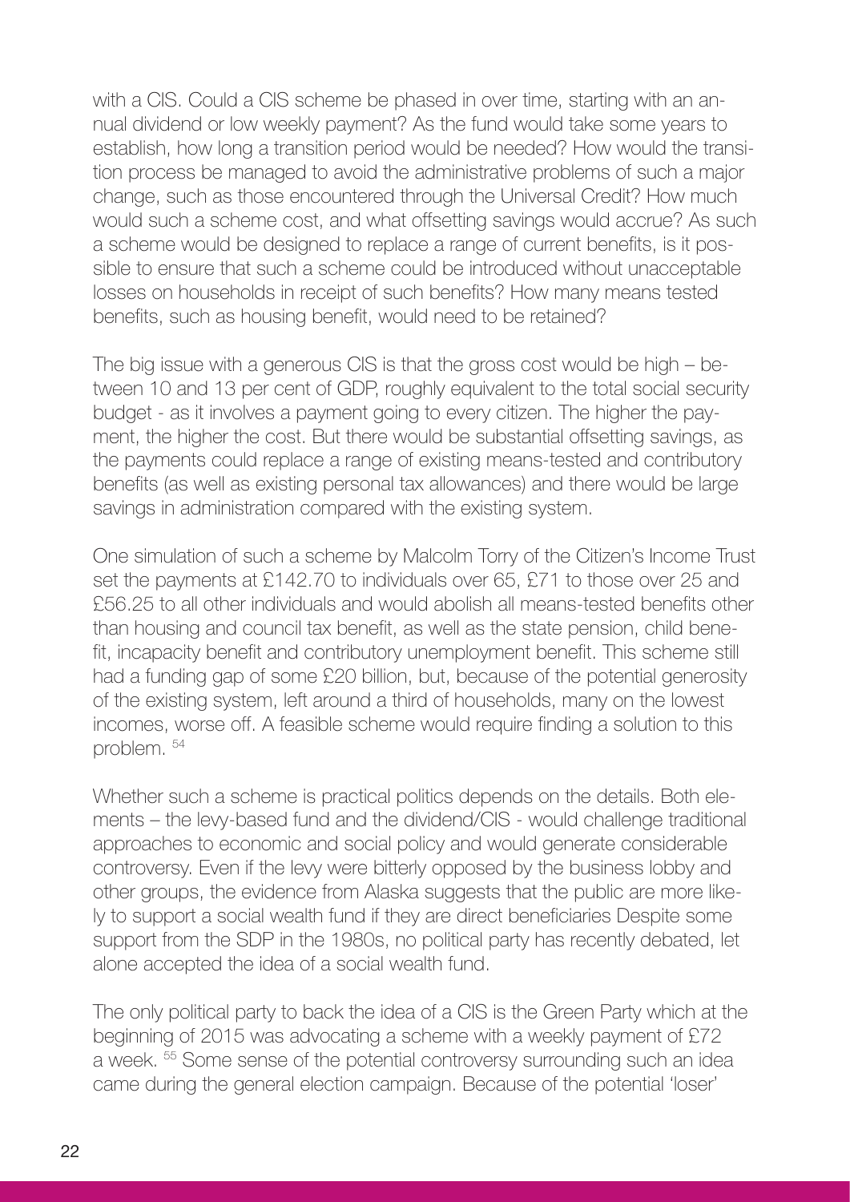with a CIS. Could a CIS scheme be phased in over time, starting with an annual dividend or low weekly payment? As the fund would take some years to establish, how long a transition period would be needed? How would the transition process be managed to avoid the administrative problems of such a major change, such as those encountered through the Universal Credit? How much would such a scheme cost, and what offsetting savings would accrue? As such a scheme would be designed to replace a range of current benefits, is it possible to ensure that such a scheme could be introduced without unacceptable losses on households in receipt of such benefits? How many means tested benefits, such as housing benefit, would need to be retained?

The big issue with a generous CIS is that the gross cost would be high – between 10 and 13 per cent of GDP, roughly equivalent to the total social security budget - as it involves a payment going to every citizen. The higher the payment, the higher the cost. But there would be substantial offsetting savings, as the payments could replace a range of existing means-tested and contributory benefits (as well as existing personal tax allowances) and there would be large savings in administration compared with the existing system.

One simulation of such a scheme by Malcolm Torry of the Citizen's Income Trust set the payments at £142.70 to individuals over 65, £71 to those over 25 and £56.25 to all other individuals and would abolish all means-tested benefits other than housing and council tax benefit, as well as the state pension, child benefit, incapacity benefit and contributory unemployment benefit. This scheme still had a funding gap of some £20 billion, but, because of the potential generosity of the existing system, left around a third of households, many on the lowest incomes, worse off. A feasible scheme would require finding a solution to this problem. [54]

Whether such a scheme is practical politics depends on the details. Both elements – the levy-based fund and the dividend/CIS - would challenge traditional approaches to economic and social policy and would generate considerable controversy. Even if the levy were bitterly opposed by the business lobby and other groups, the evidence from Alaska suggests that the public are more likely to support a social wealth fund if they are direct beneficiaries Despite some support from the SDP in the 1980s, no political party has recently debated, let alone accepted the idea of a social wealth fund.

The only political party to back the idea of a CIS is the Green Party which at the beginning of 2015 was advocating a scheme with a weekly payment of £72 a week. [55] Some sense of the potential controversy surrounding such an idea came during the general election campaign. Because of the potential 'loser'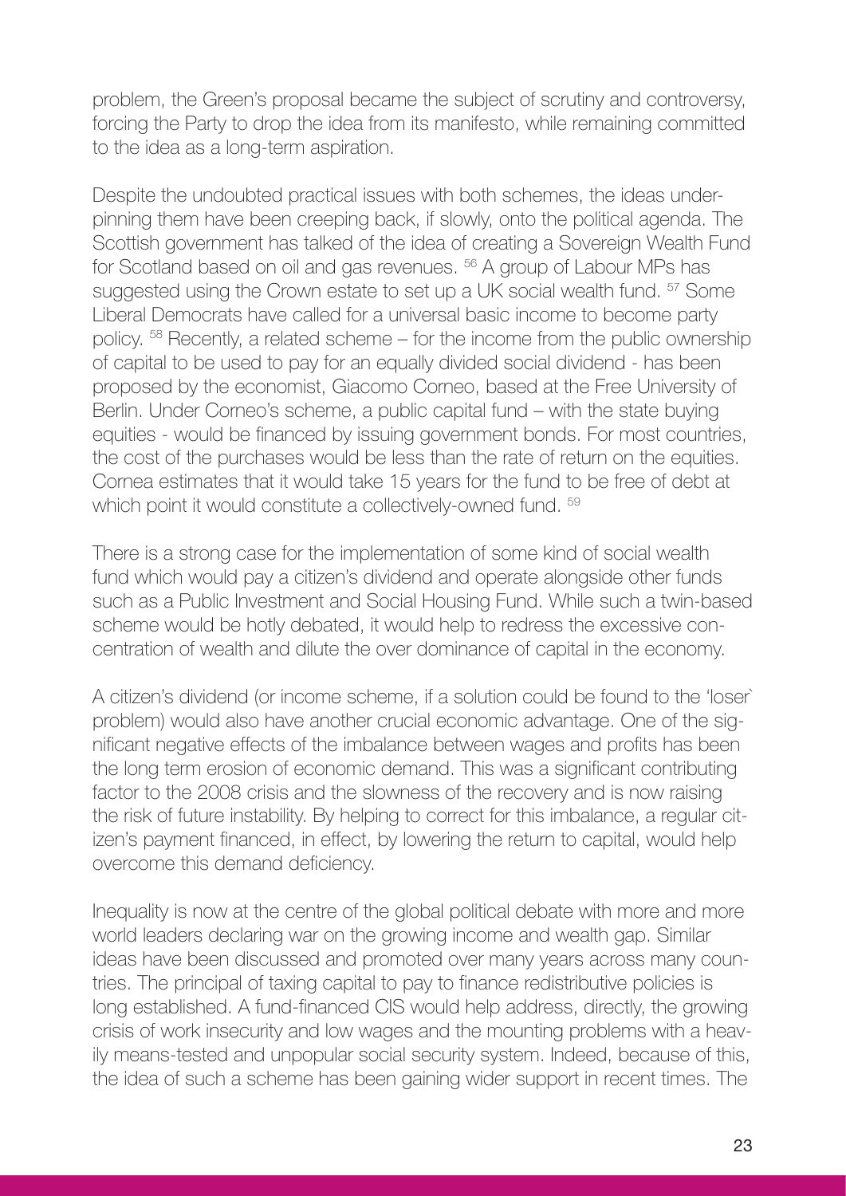problem, the Green's proposal became the subject of scrutiny and controversy, forcing the Party to drop the idea from its manifesto, while remaining committed to the idea as a long-term aspiration.

Despite the undoubted practical issues with both schemes, the ideas underpinning them have been creeping back, if slowly, onto the political agenda. The Scottish government has talked of the idea of creating a Sovereign Wealth Fund for Scotland based on oil and gas revenues. [56] A group of Labour MPs has suggested using the Crown estate to set up a UK social wealth fund. [57] Some Liberal Democrats have called for a universal basic income to become party policy. [58] Recently, a related scheme – for the income from the public ownership of capital to be used to pay for an equally divided social dividend - has been proposed by the economist, Giacomo Corneo, based at the Free University of Berlin. Under Corneo's scheme, a public capital fund – with the state buying equities - would be financed by issuing government bonds. For most countries, the cost of the purchases would be less than the rate of return on the equities. Cornea estimates that it would take 15 years for the fund to be free of debt at which point it would constitute a collectively-owned fund. [59]

There is a strong case for the implementation of some kind of social wealth fund which would pay a citizen's dividend and operate alongside other funds such as a Public Investment and Social Housing Fund. While such a twin-based scheme would be hotly debated, it would help to redress the excessive concentration of wealth and dilute the over dominance of capital in the economy.

A citizen's dividend (or income scheme, if a solution could be found to the 'loser` problem) would also have another crucial economic advantage. One of the significant negative effects of the imbalance between wages and profits has been the long term erosion of economic demand. This was a significant contributing factor to the 2008 crisis and the slowness of the recovery and is now raising the risk of future instability. By helping to correct for this imbalance, a regular citizen's payment financed, in effect, by lowering the return to capital, would help overcome this demand deficiency.

Inequality is now at the centre of the global political debate with more and more world leaders declaring war on the growing income and wealth gap. Similar ideas have been discussed and promoted over many years across many countries. The principal of taxing capital to pay to finance redistributive policies is long established. A fund-financed CIS would help address, directly, the growing crisis of work insecurity and low wages and the mounting problems with a heavily means-tested and unpopular social security system. Indeed, because of this, the idea of such a scheme has been gaining wider support in recent times. The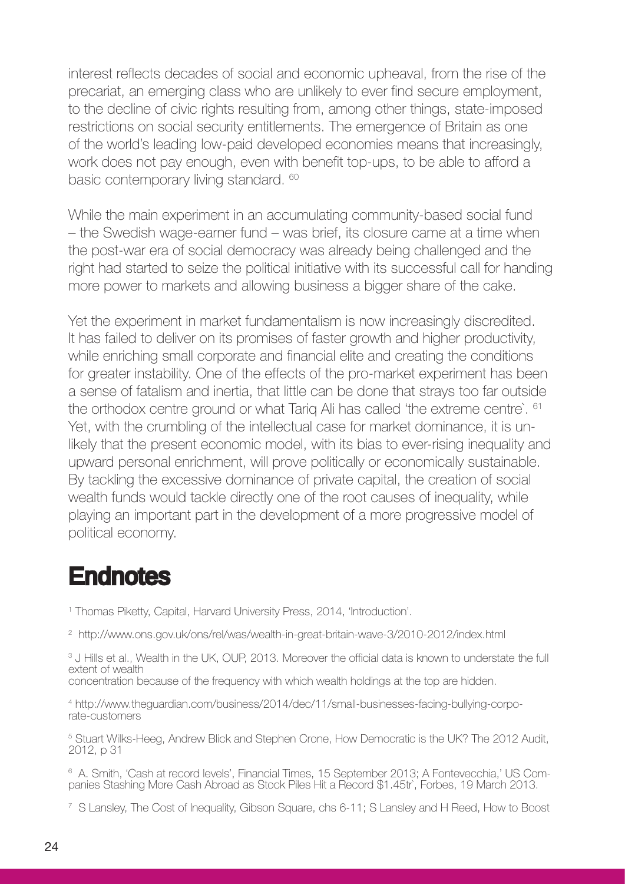interest reflects decades of social and economic upheaval, from the rise of the precariat, an emerging class who are unlikely to ever find secure employment, to the decline of civic rights resulting from, among other things, state-imposed restrictions on social security entitlements. The emergence of Britain as one of the world's leading low-paid developed economies means that increasingly, work does not pay enough, even with benefit top-ups, to be able to afford a basic contemporary living standard. [60]

While the main experiment in an accumulating community-based social fund – the Swedish wage-earner fund – was brief, its closure came at a time when the post-war era of social democracy was already being challenged and the right had started to seize the political initiative with its successful call for handing more power to markets and allowing business a bigger share of the cake.

Yet the experiment in market fundamentalism is now increasingly discredited. It has failed to deliver on its promises of faster growth and higher productivity, while enriching small corporate and financial elite and creating the conditions for greater instability. One of the effects of the pro-market experiment has been a sense of fatalism and inertia, that little can be done that strays too far outside the orthodox centre ground or what Tariq Ali has called 'the extreme centre`. [61] Yet, with the crumbling of the intellectual case for market dominance, it is unlikely that the present economic model, with its bias to ever-rising inequality and upward personal enrichment, will prove politically or economically sustainable. By tackling the excessive dominance of private capital, the creation of social wealth funds would tackle directly one of the root causes of inequality, while playing an important part in the development of a more progressive model of political economy.

# Endnotes

[1] Thomas Piketty, Capital, Harvard University Press, 2014, 'Introduction'.

[2] http://www.ons.gov.uk/ons/rel/was/wealth-in-great-britain-wave-3/2010-2012/index.html

[3] J Hills et al., Wealth in the UK, OUP, 2013. Moreover the official data is known to understate the full extent of wealth concentration because of the frequency with which wealth holdings at the top are hidden.

[4] http://www.theguardian.com/business/2014/dec/11/small-businesses-facing-bullying-corporate-customers

[5] Stuart Wilks-Heeg, Andrew Blick and Stephen Crone, How Democratic is the UK? The 2012 Audit, 2012, p 31

[6] A. Smith, 'Cash at record levels', Financial Times, 15 September 2013; A Fontevecchia,' US Companies Stashing More Cash Abroad as Stock Piles Hit a Record $1.45tr`, Forbes, 19 March 2013.

[7] S Lansley, The Cost of Inequality, Gibson Square, chs 6-11; S Lansley and H Reed, How to Boost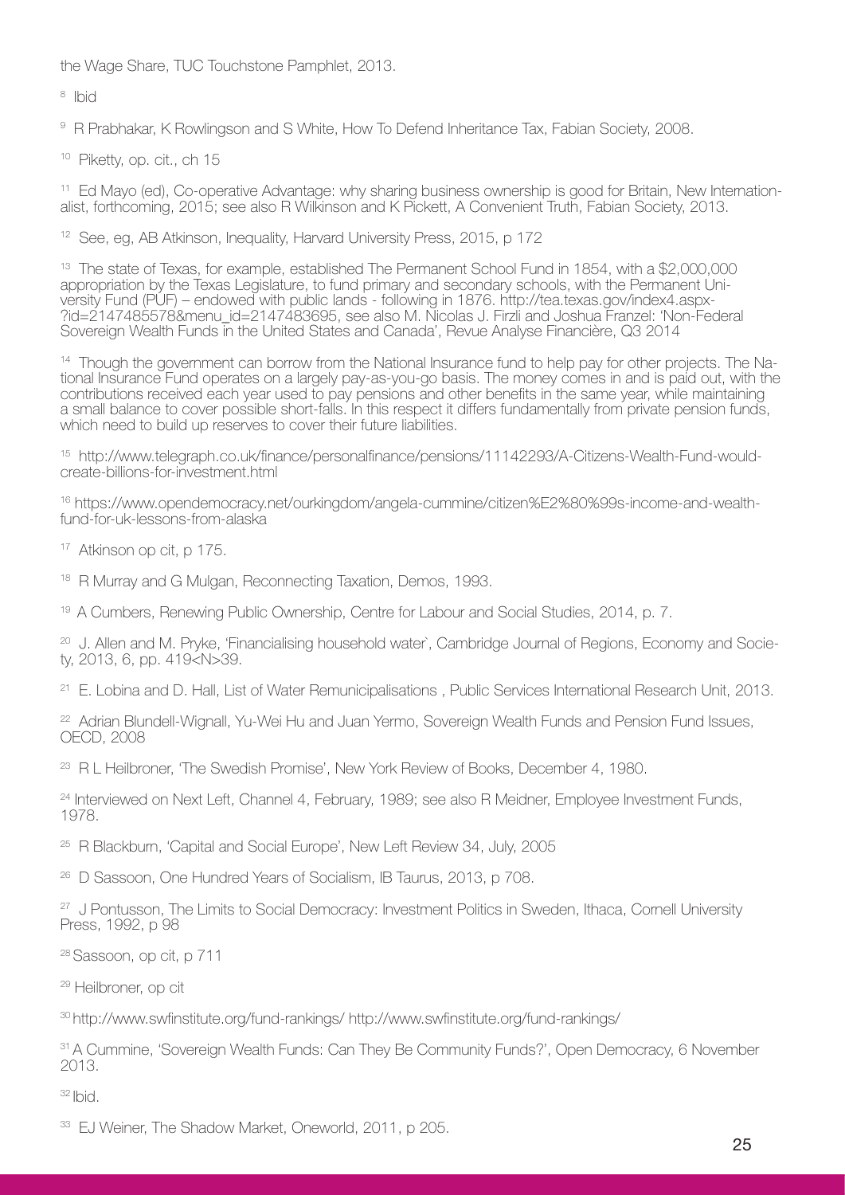the Wage Share, TUC Touchstone Pamphlet, 2013.

[8] Ibid

[9] R Prabhakar, K Rowlingson and S White, How To Defend Inheritance Tax, Fabian Society, 2008.

[10] Piketty, op. cit., ch 15

[11] Ed Mayo (ed), Co-operative Advantage: why sharing business ownership is good for Britain, New Internationalist, forthcoming, 2015; see also R Wilkinson and K Pickett, A Convenient Truth, Fabian Society, 2013.

[12] See, eg, AB Atkinson, Inequality, Harvard University Press, 2015, p 172

[13] The state of Texas, for example, established The Permanent School Fund in 1854, with a $2,000,000 appropriation by the Texas Legislature, to fund primary and secondary schools, with the Permanent University Fund (PUF) – endowed with public lands - following in 1876. http://tea.texas.gov/index4.aspx?id=2147485578&menu_id=2147483695, see also M. Nicolas J. Firzli and Joshua Franzel: 'Non-Federal Sovereign Wealth Funds in the United States and Canada', Revue Analyse Financière, Q3 2014

[14] Though the government can borrow from the National Insurance fund to help pay for other projects. The National Insurance Fund operates on a largely pay-as-you-go basis. The money comes in and is paid out, with the contributions received each year used to pay pensions and other benefits in the same year, while maintaining a small balance to cover possible short-falls. In this respect it differs fundamentally from private pension funds, which need to build up reserves to cover their future liabilities.

[15] http://www.telegraph.co.uk/finance/personalfinance/pensions/11142293/A-Citizens-Wealth-Fund-would-create-billions-for-investment.html

[16] https://www.opendemocracy.net/ourkingdom/angela-cummine/citizen%E2%80%99s-income-and-wealth-fund-for-uk-lessons-from-alaska

[17] Atkinson op cit, p 175.

[18] R Murray and G Mulgan, Reconnecting Taxation, Demos, 1993.

[19] A Cumbers, Renewing Public Ownership, Centre for Labour and Social Studies, 2014, p. 7.

[20] J. Allen and M. Pryke, 'Financialising household water`, Cambridge Journal of Regions, Economy and Society, 2013, 6, pp. 419<N>39.

[21] E. Lobina and D. Hall, List of Water Remunicipalisations , Public Services International Research Unit, 2013.

[22] Adrian Blundell-Wignall, Yu-Wei Hu and Juan Yermo, Sovereign Wealth Funds and Pension Fund Issues, OECD, 2008

[23] R L Heilbroner, 'The Swedish Promise', New York Review of Books, December 4, 1980.

[24] Interviewed on Next Left, Channel 4, February, 1989; see also R Meidner, Employee Investment Funds, 1978.

[25] R Blackburn, 'Capital and Social Europe', New Left Review 34, July, 2005

[26] D Sassoon, One Hundred Years of Socialism, IB Taurus, 2013, p 708.

[27] J Pontusson, The Limits to Social Democracy: Investment Politics in Sweden, Ithaca, Cornell University Press, 1992, p 98

[28] Sassoon, op cit, p 711

[29] Heilbroner, op cit

[30] http://www.swfinstitute.org/fund-rankings/ http://www.swfinstitute.org/fund-rankings/

[31] A Cummine, 'Sovereign Wealth Funds: Can They Be Community Funds?', Open Democracy, 6 November 2013.

[32] Ibid.

[33] EJ Weiner, The Shadow Market, Oneworld, 2011, p 205.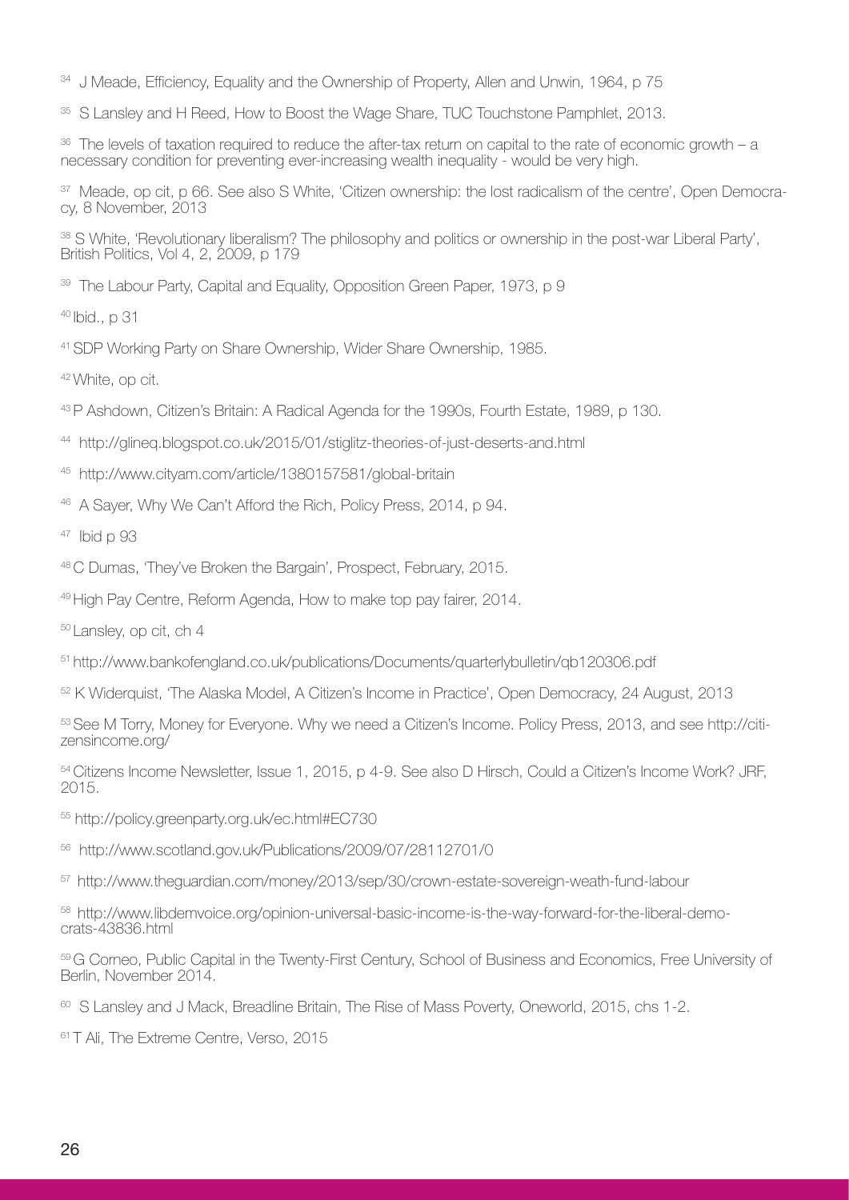[34] J Meade, Efficiency, Equality and the Ownership of Property, Allen and Unwin, 1964, p 75

[35] S Lansley and H Reed, How to Boost the Wage Share, TUC Touchstone Pamphlet, 2013.

[36] The levels of taxation required to reduce the after-tax return on capital to the rate of economic growth – a necessary condition for preventing ever-increasing wealth inequality - would be very high.

[37] Meade, op cit, p 66. See also S White, 'Citizen ownership: the lost radicalism of the centre', Open Democracy, 8 November, 2013

[38] S White, 'Revolutionary liberalism? The philosophy and politics or ownership in the post-war Liberal Party', British Politics, Vol 4, 2, 2009, p 179

[39] The Labour Party, Capital and Equality, Opposition Green Paper, 1973, p 9

[40] Ibid., p 31

[41] SDP Working Party on Share Ownership, Wider Share Ownership, 1985.

[42] White, op cit.

[43] P Ashdown, Citizen's Britain: A Radical Agenda for the 1990s, Fourth Estate, 1989, p 130.

[44] http://glineq.blogspot.co.uk/2015/01/stiglitz-theories-of-just-deserts-and.html

[45] http://www.cityam.com/article/1380157581/global-britain

[46] A Sayer, Why We Can't Afford the Rich, Policy Press, 2014, p 94.

[47] Ibid p 93

[48] C Dumas, 'They've Broken the Bargain', Prospect, February, 2015.

[49] High Pay Centre, Reform Agenda, How to make top pay fairer, 2014.

[50] Lansley, op cit, ch 4

[51] http://www.bankofengland.co.uk/publications/Documents/quarterlybulletin/qb120306.pdf

[52] K Widerquist, 'The Alaska Model, A Citizen's Income in Practice', Open Democracy, 24 August, 2013

[53] See M Torry, Money for Everyone. Why we need a Citizen's Income. Policy Press, 2013, and see http://citizensincome.org/

[54] Citizens Income Newsletter, Issue 1, 2015, p 4-9. See also D Hirsch, Could a Citizen's Income Work? JRF, 2015.

[55] http://policy.greenparty.org.uk/ec.html#EC730

[56] http://www.scotland.gov.uk/Publications/2009/07/28112701/0

[57] http://www.theguardian.com/money/2013/sep/30/crown-estate-sovereign-weath-fund-labour

[58] http://www.libdemvoice.org/opinion-universal-basic-income-is-the-way-forward-for-the-liberal-democrats-43836.html

[59] G Corneo, Public Capital in the Twenty-First Century, School of Business and Economics, Free University of Berlin, November 2014.

[60] S Lansley and J Mack, Breadline Britain, The Rise of Mass Poverty, Oneworld, 2015, chs 1-2.

[61] T Ali, The Extreme Centre, Verso, 2015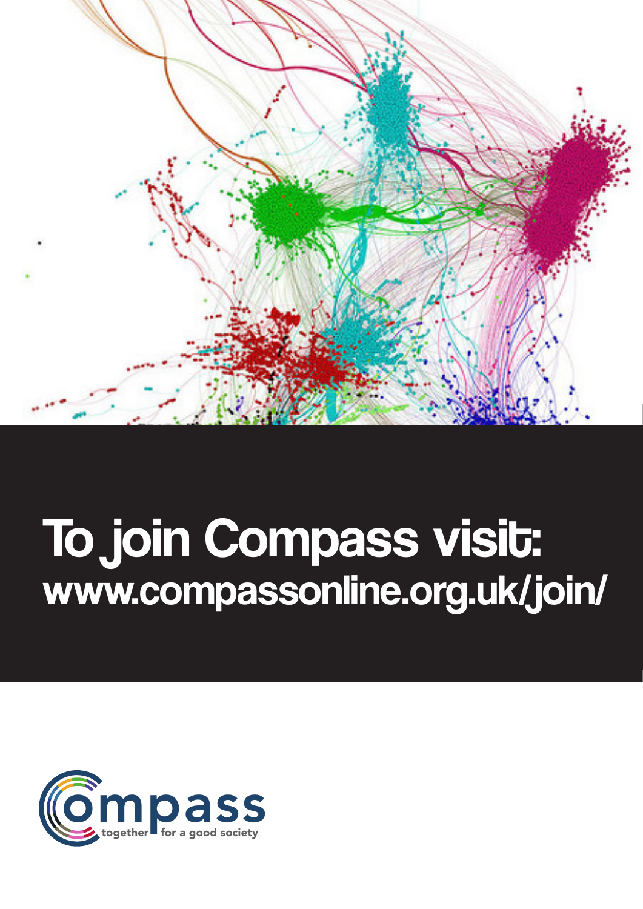# To join Compass visit:

## www.compassonline.org.uk/join/

Compass — together for a good society